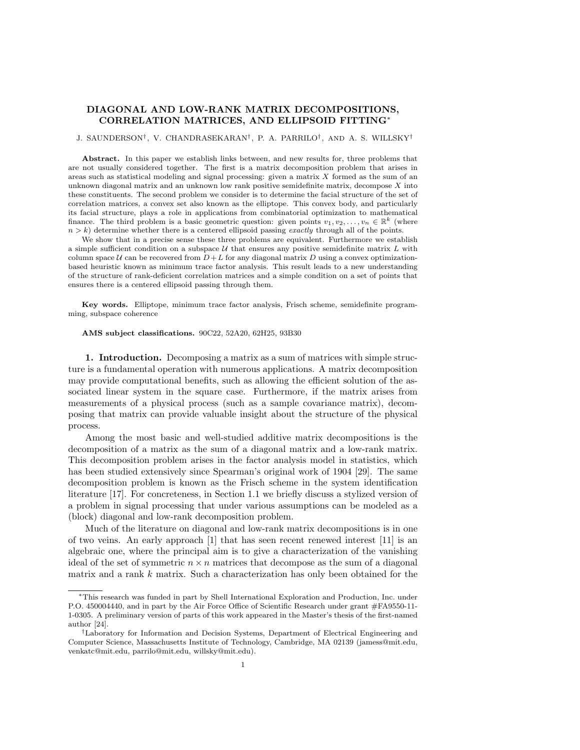# DIAGONAL AND LOW-RANK MATRIX DECOMPOSITIONS, CORRELATION MATRICES, AND ELLIPSOID FITTING*

J. SAUNDERSON†, V. CHANDRASEKARAN†, P. A. PARRILO†, AND A. S. WILLSKY†

**Abstract.** In this paper we establish links between, and new results for, three problems that are not usually considered together. The first is a matrix decomposition problem that arises in areas such as statistical modeling and signal processing: given a matrix $X$ formed as the sum of an unknown diagonal matrix and an unknown low rank positive semidefinite matrix, decompose $X$ into these constituents. The second problem we consider is to determine the facial structure of the set of correlation matrices, a convex set also known as the elliptope. This convex body, and particularly its facial structure, plays a role in applications from combinatorial optimization to mathematical finance. The third problem is a basic geometric question: given points $v_1, v_2, \ldots, v_n \in \mathbb{R}^k$ (where $n > k$) determine whether there is a centered ellipsoid passing *exactly* through all of the points.

We show that in a precise sense these three problems are equivalent. Furthermore we establish a simple sufficient condition on a subspace $\mathcal{U}$ that ensures any positive semidefinite matrix $L$ with column space $\mathcal{U}$ can be recovered from $D + L$ for any diagonal matrix $D$ using a convex optimization-based heuristic known as minimum trace factor analysis. This result leads to a new understanding of the structure of rank-deficient correlation matrices and a simple condition on a set of points that ensures there is a centered ellipsoid passing through them.

**Key words.** Elliptope, minimum trace factor analysis, Frisch scheme, semidefinite programming, subspace coherence

**AMS subject classifications.** 90C22, 52A20, 62H25, 93B30

## 1. Introduction.

Decomposing a matrix as a sum of matrices with simple structure is a fundamental operation with numerous applications. A matrix decomposition may provide computational benefits, such as allowing the efficient solution of the associated linear system in the square case. Furthermore, if the matrix arises from measurements of a physical process (such as a sample covariance matrix), decomposing that matrix can provide valuable insight about the structure of the physical process.

Among the most basic and well-studied additive matrix decompositions is the decomposition of a matrix as the sum of a diagonal matrix and a low-rank matrix. This decomposition problem arises in the factor analysis model in statistics, which has been studied extensively since Spearman's original work of 1904 [29]. The same decomposition problem is known as the Frisch scheme in the system identification literature [17]. For concreteness, in Section 1.1 we briefly discuss a stylized version of a problem in signal processing that under various assumptions can be modeled as a (block) diagonal and low-rank decomposition problem.

Much of the literature on diagonal and low-rank matrix decompositions is in one of two veins. An early approach [1] that has seen recent renewed interest [11] is an algebraic one, where the principal aim is to give a characterization of the vanishing ideal of the set of symmetric $n \times n$ matrices that decompose as the sum of a diagonal matrix and a rank $k$ matrix. Such a characterization has only been obtained for the

---

*This research was funded in part by Shell International Exploration and Production, Inc. under P.O. 450004440, and in part by the Air Force Office of Scientific Research under grant #FA9550-11-1-0305. A preliminary version of parts of this work appeared in the Master's thesis of the first-named author [24].

†Laboratory for Information and Decision Systems, Department of Electrical Engineering and Computer Science, Massachusetts Institute of Technology, Cambridge, MA 02139 (jamess@mit.edu, venkatc@mit.edu, parrilo@mit.edu, willsky@mit.edu).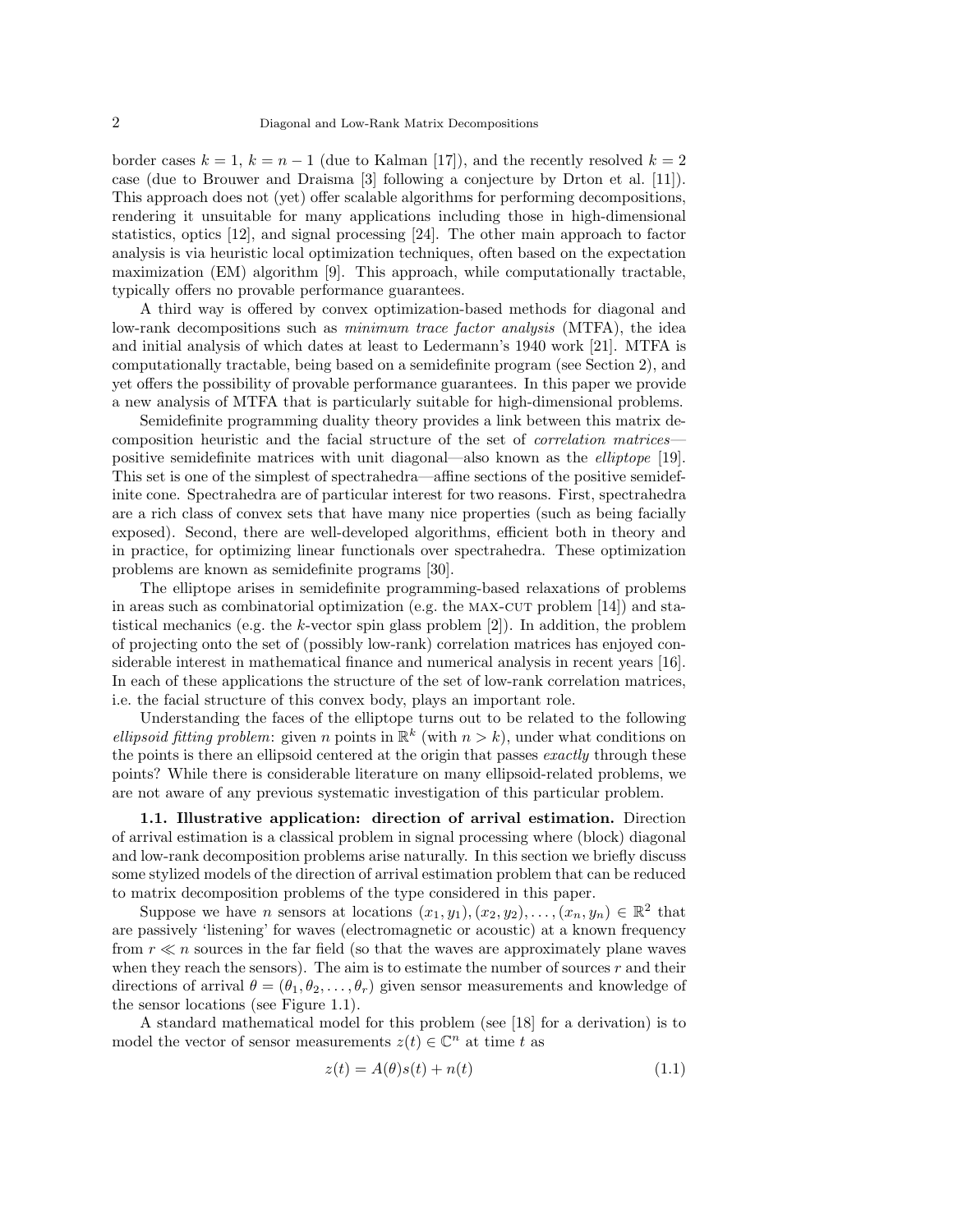border cases $k = 1$, $k = n - 1$ (due to Kalman [17]), and the recently resolved $k = 2$ case (due to Brouwer and Draisma [3] following a conjecture by Drton et al. [11]). This approach does not (yet) offer scalable algorithms for performing decompositions, rendering it unsuitable for many applications including those in high-dimensional statistics, optics [12], and signal processing [24]. The other main approach to factor analysis is via heuristic local optimization techniques, often based on the expectation maximization (EM) algorithm [9]. This approach, while computationally tractable, typically offers no provable performance guarantees.

A third way is offered by convex optimization-based methods for diagonal and low-rank decompositions such as *minimum trace factor analysis* (MTFA), the idea and initial analysis of which dates at least to Ledermann's 1940 work [21]. MTFA is computationally tractable, being based on a semidefinite program (see Section 2), and yet offers the possibility of provable performance guarantees. In this paper we provide a new analysis of MTFA that is particularly suitable for high-dimensional problems.

Semidefinite programming duality theory provides a link between this matrix decomposition heuristic and the facial structure of the set of *correlation matrices*—positive semidefinite matrices with unit diagonal—also known as the *elliptope* [19]. This set is one of the simplest of spectrahedra—affine sections of the positive semidefinite cone. Spectrahedra are of particular interest for two reasons. First, spectrahedra are a rich class of convex sets that have many nice properties (such as being facially exposed). Second, there are well-developed algorithms, efficient both in theory and in practice, for optimizing linear functionals over spectrahedra. These optimization problems are known as semidefinite programs [30].

The elliptope arises in semidefinite programming-based relaxations of problems in areas such as combinatorial optimization (e.g. the MAX-CUT problem [14]) and statistical mechanics (e.g. the $k$-vector spin glass problem [2]). In addition, the problem of projecting onto the set of (possibly low-rank) correlation matrices has enjoyed considerable interest in mathematical finance and numerical analysis in recent years [16]. In each of these applications the structure of the set of low-rank correlation matrices, i.e. the facial structure of this convex body, plays an important role.

Understanding the faces of the elliptope turn out to be related to the following *ellipsoid fitting problem*: given $n$ points in $\mathbb{R}^k$ (with $n > k$), under what conditions on the points is there an ellipsoid centered at the origin that passes *exactly* through these points? While there is considerable literature on many ellipsoid-related problems, we are not aware of any previous systematic investigation of this particular problem.

**1.1. Illustrative application: direction of arrival estimation.** Direction of arrival estimation is a classical problem in signal processing where (block) diagonal and low-rank decomposition problems arise naturally. In this section we briefly discuss some stylized models of the direction of arrival estimation problem that can be reduced to matrix decomposition problems of the type considered in this paper.

Suppose we have $n$ sensors at locations $(x_1, y_1), (x_2, y_2), \ldots, (x_n, y_n) \in \mathbb{R}^2$ that are passively 'listening' for waves (electromagnetic or acoustic) at a known frequency from $r \ll n$ sources in the far field (so that the waves are approximately plane waves when they reach the sensors). The aim is to estimate the number of sources $r$ and their directions of arrival $\theta = (\theta_1, \theta_2, \ldots, \theta_r)$ given sensor measurements and knowledge of the sensor locations (see Figure 1.1).

A standard mathematical model for this problem (see [18] for a derivation) is to model the vector of sensor measurements $z(t) \in \mathbb{C}^n$ at time $t$ as

$$z(t) = A(\theta)s(t) + n(t) \tag{1.1}$$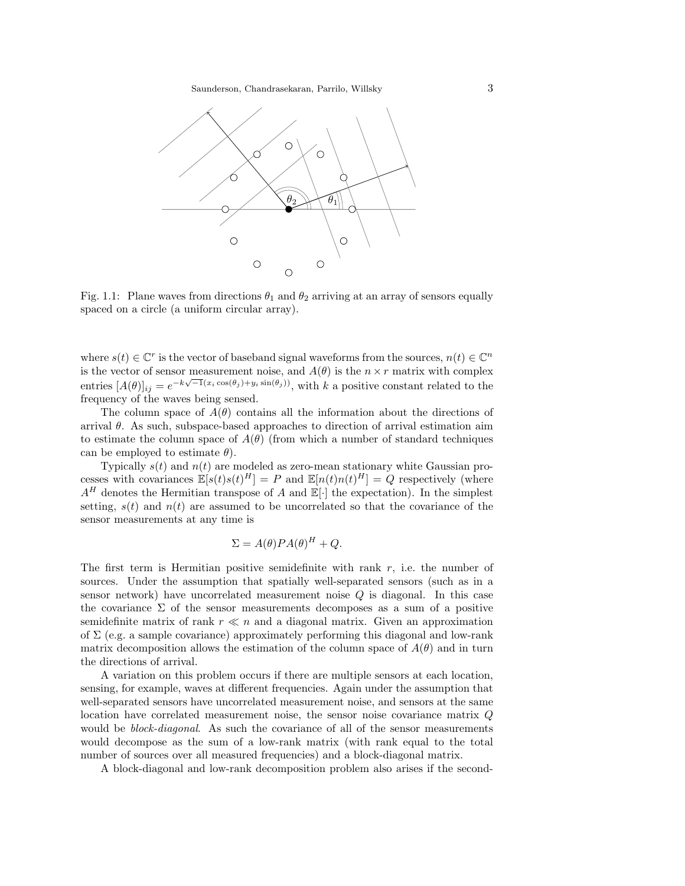Fig. 1.1: Plane waves from directions $\theta_1$ and $\theta_2$ arriving at an array of sensors equally spaced on a circle (a uniform circular array).

where $s(t) \in \mathbb{C}^r$ is the vector of baseband signal waveforms from the sources, $n(t) \in \mathbb{C}^n$ is the vector of sensor measurement noise, and $A(\theta)$ is the $n \times r$ matrix with complex entries $[A(\theta)]_{ij} = e^{-k\sqrt{-1}(x_i \cos(\theta_j) + y_i \sin(\theta_j))}$, with $k$ a positive constant related to the frequency of the waves being sensed.

The column space of $A(\theta)$ contains all the information about the directions of arrival $\theta$. As such, subspace-based approaches to direction of arrival estimation aim to estimate the column space of $A(\theta)$ (from which a number of standard techniques can be employed to estimate $\theta$).

Typically $s(t)$ and $n(t)$ are modeled as zero-mean stationary white Gaussian processes with covariances $\mathbb{E}[s(t)s(t)^H] = P$ and $\mathbb{E}[n(t)n(t)^H] = Q$ respectively (where $A^H$ denotes the Hermitian transpose of $A$ and $\mathbb{E}[\cdot]$ the expectation). In the simplest setting, $s(t)$ and $n(t)$ are assumed to be uncorrelated so that the covariance of the sensor measurements at any time is

$$\Sigma = A(\theta)PA(\theta)^H + Q.$$

The first term is Hermitian positive semidefinite with rank $r$, i.e. the number of sources. Under the assumption that spatially well-separated sensors (such as in a sensor network) have uncorrelated measurement noise $Q$ is diagonal. In this case the covariance $\Sigma$ of the sensor measurements decomposes as a sum of a positive semidefinite matrix of rank $r \ll n$ and a diagonal matrix. Given an approximation of $\Sigma$ (e.g. a sample covariance) approximately performing this diagonal and low-rank matrix decomposition allows the estimation of the column space of $A(\theta)$ and in turn the directions of arrival.

A variation on this problem occurs if there are multiple sensors at each location, sensing, for example, waves at different frequencies. Again under the assumption that well-separated sensors have uncorrelated measurement noise, and sensors at the same location have correlated measurement noise, the sensor noise covariance matrix $Q$ would be *block-diagonal*. As such the covariance of all of the sensor measurements would decompose as the sum of a low-rank matrix (with rank equal to the total number of sources over all measured frequencies) and a block-diagonal matrix.

A block-diagonal and low-rank decomposition problem also arises if the second-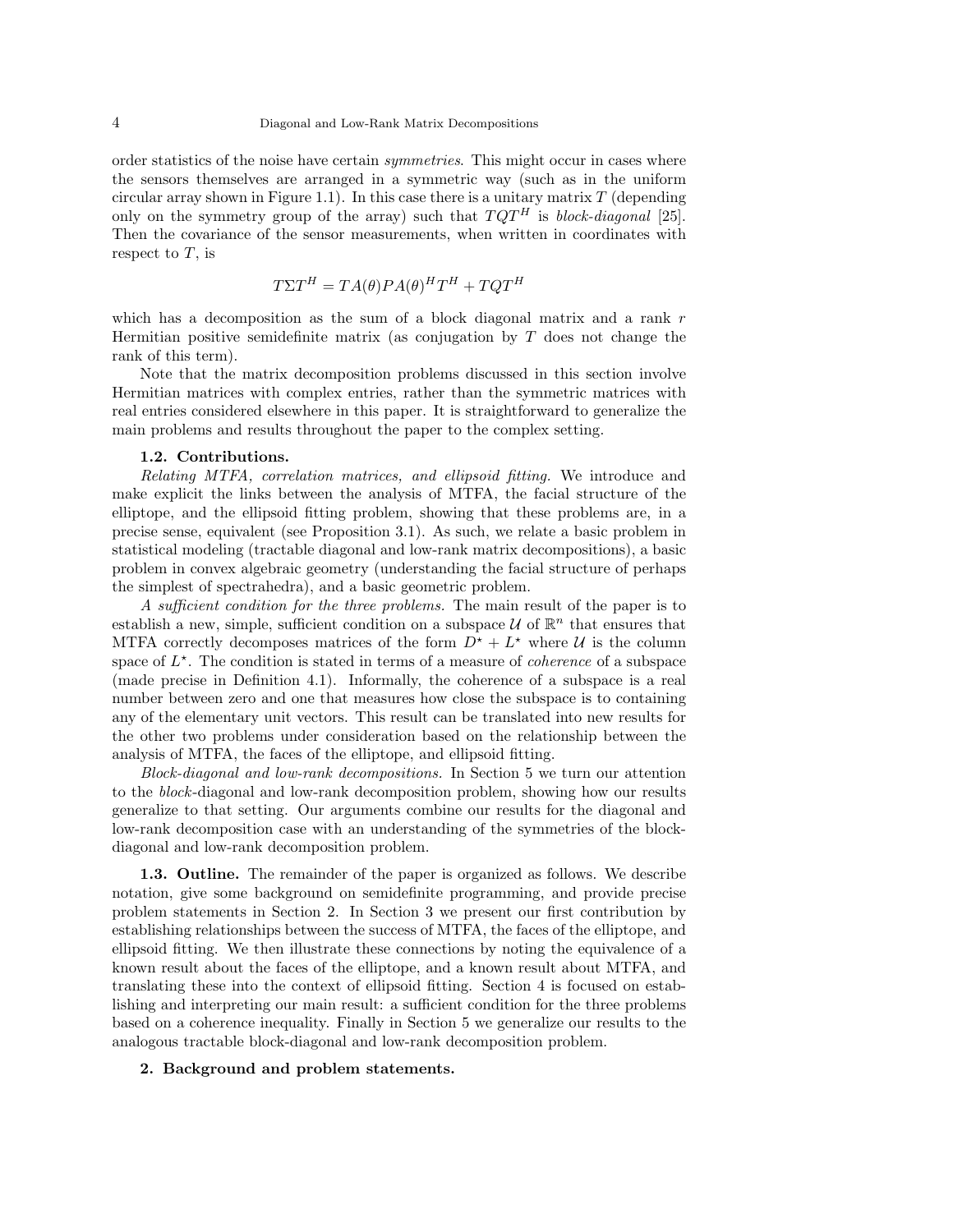order statistics of the noise have certain *symmetries*. This might occur in cases where the sensors themselves are arranged in a symmetric way (such as in the uniform circular array shown in Figure 1.1). In this case there is a unitary matrix $T$ (depending only on the symmetry group of the array) such that $TQT^H$ is *block-diagonal* [25]. Then the covariance of the sensor measurements, when written in coordinates with respect to $T$, is

$$T\Sigma T^H = TA(\theta)PA(\theta)^H T^H + TQT^H$$

which has a decomposition as the sum of a block diagonal matrix and a rank $r$ Hermitian positive semidefinite matrix (as conjugation by $T$ does not change the rank of this term).

Note that the matrix decomposition problems discussed in this section involve Hermitian matrices with complex entries, rather than the symmetric matrices with real entries considered elsewhere in this paper. It is straightforward to generalize the main problems and results throughout the paper to the complex setting.

### 1.2. Contributions.

*Relating MTFA, correlation matrices, and ellipsoid fitting.* We introduce and make explicit the links between the analysis of MTFA, the facial structure of the elliptope, and the ellipsoid fitting problem, showing that these problems are, in a precise sense, equivalent (see Proposition 3.1). As such, we relate a basic problem in statistical modeling (tractable diagonal and low-rank matrix decompositions), a basic problem in convex algebraic geometry (understanding the facial structure of perhaps the simplest of spectrahedra), and a basic geometric problem.

*A sufficient condition for the three problems.* The main result of the paper is to establish a new, simple, sufficient condition on a subspace $\mathcal{U}$ of $\mathbb{R}^n$ that ensures that MTFA correctly decomposes matrices of the form $D^\star + L^\star$ where $\mathcal{U}$ is the column space of $L^\star$. The condition is stated in terms of a measure of *coherence* of a subspace (made precise in Definition 4.1). Informally, the coherence of a subspace is a real number between zero and one that measures how close the subspace is to containing any of the elementary unit vectors. This result can be translated into new results for the other two problems under consideration based on the relationship between the analysis of MTFA, the faces of the elliptope, and ellipsoid fitting.

*Block-diagonal and low-rank decompositions.* In Section 5 we turn our attention to the *block*-diagonal and low-rank decomposition problem, showing how our results generalize to that setting. Our arguments combine our results for the diagonal and low-rank decomposition case with an understanding of the symmetries of the block-diagonal and low-rank decomposition problem.

**1.3. Outline.** The remainder of the paper is organized as follows. We describe notation, give some background on semidefinite programming, and provide precise problem statements in Section 2. In Section 3 we present our first contribution by establishing relationships between the success of MTFA, the faces of the elliptope, and ellipsoid fitting. We then illustrate these connections by noting the equivalence of a known result about the faces of the elliptope, and a known result about MTFA, and translating these into the context of ellipsoid fitting. Section 4 is focused on establishing and interpreting our main result: a sufficient condition for the three problems based on a coherence inequality. Finally in Section 5 we generalize our results to the analogous tractable block-diagonal and low-rank decomposition problem.

## 2. Background and problem statements.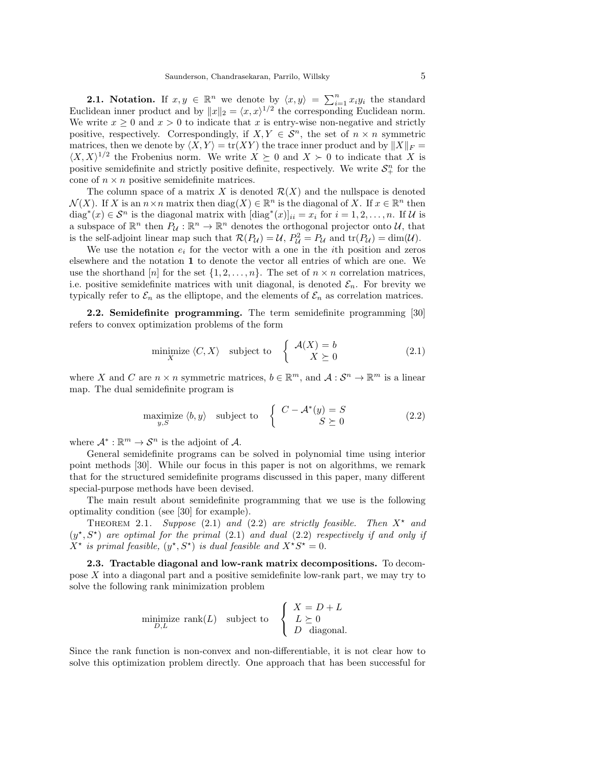**2.1. Notation.** If $x, y \in \mathbb{R}^n$ we denote by $\langle x, y\rangle = \sum_{i=1}^n x_i y_i$ the standard Euclidean inner product and by $\|x\|_2 = \langle x, x\rangle^{1/2}$ the corresponding Euclidean norm. We write $x \geq 0$ and $x > 0$ to indicate that $x$ is entry-wise non-negative and strictly positive, respectively. Correspondingly, if $X, Y \in \mathcal{S}^n$, the set of $n \times n$ symmetric matrices, then we denote by $\langle X, Y\rangle = \mathrm{tr}(XY)$ the trace inner product and by $\|X\|_F = \langle X, X\rangle^{1/2}$ the Frobenius norm. We write $X \succeq 0$ and $X \succ 0$ to indicate that $X$ is positive semidefinite and strictly positive definite, respectively. We write $\mathcal{S}_+^n$ for the cone of $n \times n$ positive semidefinite matrices.

The column space of a matrix $X$ is denoted $\mathcal{R}(X)$ and the nullspace is denoted $\mathcal{N}(X)$. If $X$ is an $n \times n$ matrix then $\mathrm{diag}(X) \in \mathbb{R}^n$ is the diagonal of $X$. If $x \in \mathbb{R}^n$ then $\mathrm{diag}^*(x) \in \mathcal{S}^n$ is the diagonal matrix with $[\mathrm{diag}^*(x)]_{ii} = x_i$ for $i = 1, 2, \ldots, n$. If $\mathcal{U}$ is a subspace of $\mathbb{R}^n$ then $P_{\mathcal{U}} : \mathbb{R}^n \to \mathbb{R}^n$ denotes the orthogonal projector onto $\mathcal{U}$, that is the self-adjoint linear map such that $\mathcal{R}(P_{\mathcal{U}}) = \mathcal{U}$, $P_{\mathcal{U}}^2 = P_{\mathcal{U}}$ and $\mathrm{tr}(P_{\mathcal{U}}) = \dim(\mathcal{U})$.

We use the notation $e_i$ for the vector with a one in the $i$th position and zeros elsewhere and the notation $\mathbf{1}$ to denote the vector all entries of which are one. We use the shorthand $[n]$ for the set $\{1, 2, \ldots, n\}$. The set of $n \times n$ correlation matrices, i.e. positive semidefinite matrices with unit diagonal, is denoted $\mathcal{E}_n$. For brevity we typically refer to $\mathcal{E}_n$ as the elliptope, and the elements of $\mathcal{E}_n$ as correlation matrices.

**2.2. Semidefinite programming.** The term semidefinite programming [30] refers to convex optimization problems of the form

$$\underset{X}{\text{minimize}}\ \langle C, X\rangle \quad \text{subject to} \quad \begin{cases} \mathcal{A}(X) = b \\ X \succeq 0 \end{cases} \tag{2.1}$$

where $X$ and $C$ are $n \times n$ symmetric matrices, $b \in \mathbb{R}^m$, and $\mathcal{A} : \mathcal{S}^n \to \mathbb{R}^m$ is a linear map. The dual semidefinite program is

$$\underset{y,S}{\text{maximize}}\ \langle b, y\rangle \quad \text{subject to} \quad \begin{cases} C - \mathcal{A}^*(y) = S \\ S \succeq 0 \end{cases} \tag{2.2}$$

where $\mathcal{A}^* : \mathbb{R}^m \to \mathcal{S}^n$ is the adjoint of $\mathcal{A}$.

General semidefinite programs can be solved in polynomial time using interior point methods [30]. While our focus in this paper is not on algorithms, we remark that for the structured semidefinite programs discussed in this paper, many different special-purpose methods have been devised.

The main result about semidefinite programming that we use is the following optimality condition (see [30] for example).

Theorem 2.1. *Suppose* (2.1) *and* (2.2) *are strictly feasible. Then $X^\star$ and $(y^\star, S^\star)$ are optimal for the primal* (2.1) *and dual* (2.2) *respectively if and only if $X^\star$ is primal feasible, $(y^\star, S^\star)$ is dual feasible and $X^\star S^\star = 0$.*

**2.3. Tractable diagonal and low-rank matrix decompositions.** To decompose $X$ into a diagonal part and a positive semidefinite low-rank part, we may try to solve the following rank minimization problem

$$\underset{D,L}{\text{minimize}}\ \mathrm{rank}(L) \quad \text{subject to} \quad \begin{cases} X = D + L \\ L \succeq 0 \\ D \ \text{ diagonal.} \end{cases}$$

Since the rank function is non-convex and non-differentiable, it is not clear how to solve this optimization problem directly. One approach that has been successful for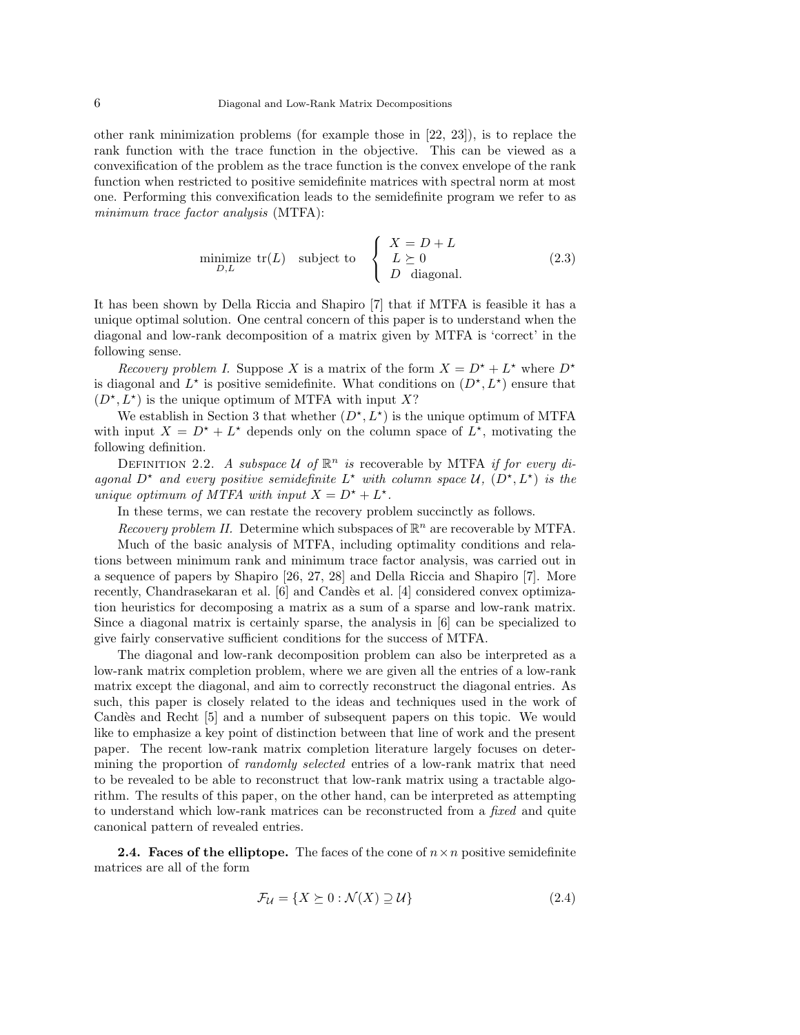other rank minimization problems (for example those in [22, 23]), is to replace the rank function with the trace function in the objective. This can be viewed as a convexification of the problem as the trace function is the convex envelope of the rank function when restricted to positive semidefinite matrices with spectral norm at most one. Performing this convexification leads to the semidefinite program we refer to as *minimum trace factor analysis* (MTFA):

$$\underset{D,L}{\text{minimize}}\ \operatorname{tr}(L) \quad \text{subject to} \quad \begin{cases} X = D + L \\ L \succeq 0 \\ D \quad \text{diagonal.} \end{cases} \tag{2.3}$$

It has been shown by Della Riccia and Shapiro [7] that if MTFA is feasible it has a unique optimal solution. One central concern of this paper is to understand when the diagonal and low-rank decomposition of a matrix given by MTFA is 'correct' in the following sense.

*Recovery problem I.* Suppose $X$ is a matrix of the form $X = D^\star + L^\star$ where $D^\star$ is diagonal and $L^\star$ is positive semidefinite. What conditions on $(D^\star, L^\star)$ ensure that $(D^\star, L^\star)$ is the unique optimum of MTFA with input $X$?

We establish in Section 3 that whether $(D^\star, L^\star)$ is the unique optimum of MTFA with input $X = D^\star + L^\star$ depends only on the column space of $L^\star$, motivating the following definition.

Definition 2.2. *A subspace $\mathcal{U}$ of $\mathbb{R}^n$ is* recoverable by MTFA *if for every diagonal $D^\star$ and every positive semidefinite $L^\star$ with column space $\mathcal{U}$, $(D^\star, L^\star)$ is the unique optimum of MTFA with input $X = D^\star + L^\star$.*

In these terms, we can restate the recovery problem succinctly as follows.

*Recovery problem II.* Determine which subspaces of $\mathbb{R}^n$ are recoverable by MTFA.

Much of the basic analysis of MTFA, including optimality conditions and relations between minimum rank and minimum trace factor analysis, was carried out in a sequence of papers by Shapiro [26, 27, 28] and Della Riccia and Shapiro [7]. More recently, Chandrasekaran et al. [6] and Candès et al. [4] considered convex optimization heuristics for decomposing a matrix as a sum of a sparse and low-rank matrix. Since a diagonal matrix is certainly sparse, the analysis in [6] can be specialized to give fairly conservative sufficient conditions for the success of MTFA.

The diagonal and low-rank decomposition problem can also be interpreted as a low-rank matrix completion problem, where we are given all the entries of a low-rank matrix except the diagonal, and aim to correctly reconstruct the diagonal entries. As such, this paper is closely related to the ideas and techniques used in the work of Candès and Recht [5] and a number of subsequent papers on this topic. We would like to emphasize a key point of distinction between that line of work and the present paper. The recent low-rank matrix completion literature largely focuses on determining the proportion of *randomly selected* entries of a low-rank matrix that need to be revealed to be able to reconstruct that low-rank matrix using a tractable algorithm. The results of this paper, on the other hand, can be interpreted as attempting to understand which low-rank matrices can be reconstructed from a *fixed* and quite canonical pattern of revealed entries.

**2.4. Faces of the elliptope.** The faces of the cone of $n \times n$ positive semidefinite matrices are all of the form

$$\mathcal{F}_{\mathcal{U}} = \{X \succeq 0 : \mathcal{N}(X) \supseteq \mathcal{U}\} \tag{2.4}$$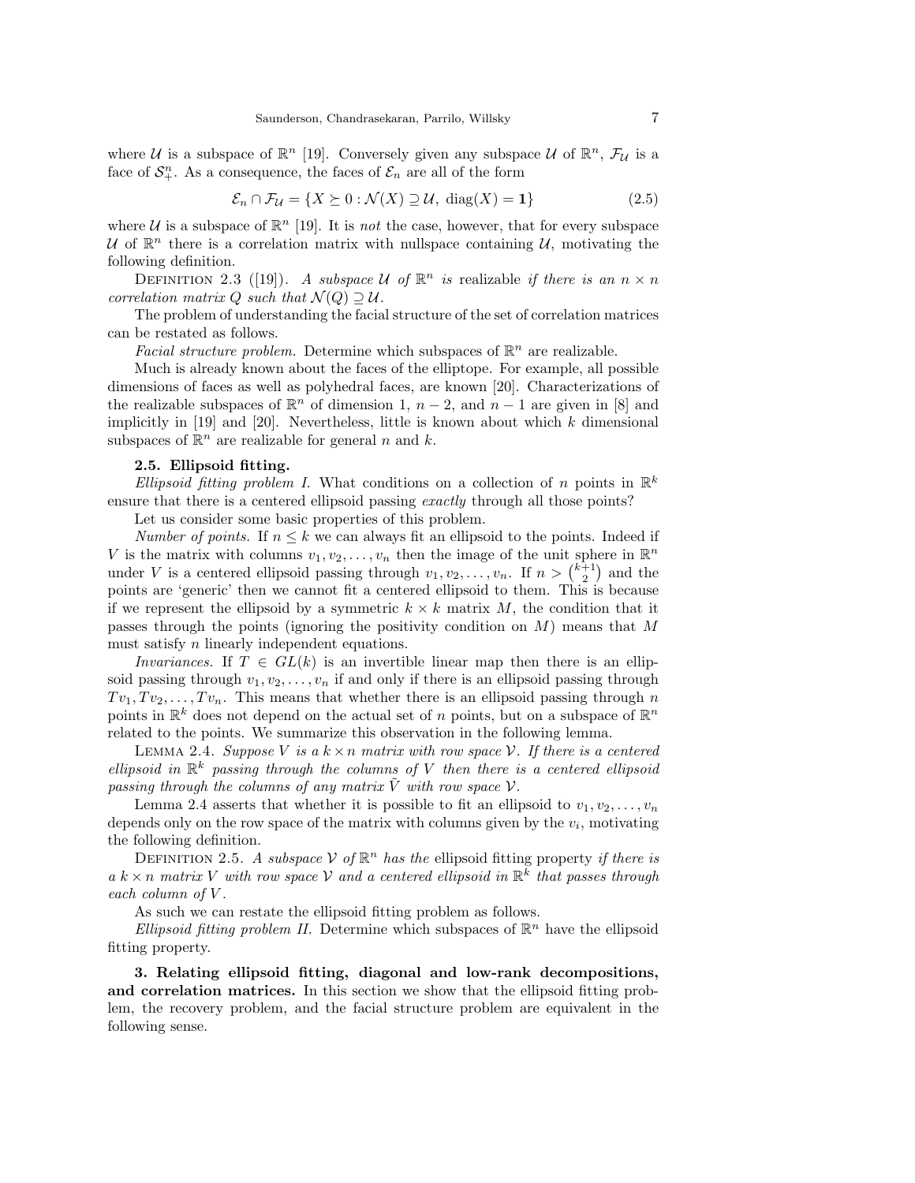where $\mathcal{U}$ is a subspace of $\mathbb{R}^n$ [19]. Conversely given any subspace $\mathcal{U}$ of $\mathbb{R}^n$, $\mathcal{F}_{\mathcal{U}}$ is a face of $\mathcal{S}_+^n$. As a consequence, the faces of $\mathcal{E}_n$ are all of the form

$$\mathcal{E}_n \cap \mathcal{F}_{\mathcal{U}} = \{X \succeq 0 : \mathcal{N}(X) \supseteq \mathcal{U},\ \mathrm{diag}(X) = \mathbf{1}\} \tag{2.5}$$

where $\mathcal{U}$ is a subspace of $\mathbb{R}^n$ [19]. It is *not* the case, however, that for every subspace $\mathcal{U}$ of $\mathbb{R}^n$ there is a correlation matrix with nullspace containing $\mathcal{U}$, motivating the following definition.

Definition 2.3 ([19]). *A subspace $\mathcal{U}$ of $\mathbb{R}^n$ is* realizable *if there is an $n \times n$ correlation matrix $Q$ such that $\mathcal{N}(Q) \supseteq \mathcal{U}$.*

The problem of understanding the facial structure of the set of correlation matrices can be restated as follows.

*Facial structure problem.* Determine which subspaces of $\mathbb{R}^n$ are realizable.

Much is already known about the faces of the elliptope. For example, all possible dimensions of faces as well as polyhedral faces, are known [20]. Characterizations of the realizable subspaces of $\mathbb{R}^n$ of dimension 1, $n-2$, and $n-1$ are given in [8] and implicitly in [19] and [20]. Nevertheless, little is known about which $k$ dimensional subspaces of $\mathbb{R}^n$ are realizable for general $n$ and $k$.

### 2.5. Ellipsoid fitting.

*Ellipsoid fitting problem I.* What conditions on a collection of $n$ points in $\mathbb{R}^k$ ensure that there is a centered ellipsoid passing *exactly* through all those points?

Let us consider some basic properties of this problem.

*Number of points.* If $n \leq k$ we can always fit an ellipsoid to the points. Indeed if $V$ is the matrix with columns $v_1, v_2, \ldots, v_n$ then the image of the unit sphere in $\mathbb{R}^n$ under $V$ is a centered ellipsoid passing through $v_1, v_2, \ldots, v_n$. If $n > \binom{k+1}{2}$ and the points are 'generic' then we cannot fit a centered ellipsoid to them. This is because if we represent the ellipsoid by a symmetric $k \times k$ matrix $M$, the condition that it passes through the points (ignoring the positivity condition on $M$) means that $M$ must satisfy $n$ linearly independent equations.

*Invariances.* If $T \in GL(k)$ is an invertible linear map then there is an ellipsoid passing through $v_1, v_2, \ldots, v_n$ if and only if there is an ellipsoid passing through $Tv_1, Tv_2, \ldots, Tv_n$. This means that whether there is an ellipsoid passing through $n$ points in $\mathbb{R}^k$ does not depend on the actual set of $n$ points, but on a subspace of $\mathbb{R}^n$ related to the points. We summarize this observation in the following lemma.

Lemma 2.4. *Suppose $V$ is a $k \times n$ matrix with row space $\mathcal{V}$. If there is a centered ellipsoid in $\mathbb{R}^k$ passing through the columns of $V$ then there is a centered ellipsoid passing through the columns of any matrix $\tilde{V}$ with row space $\mathcal{V}$.*

Lemma 2.4 asserts that whether it is possible to fit an ellipsoid to $v_1, v_2, \ldots, v_n$ depends only on the row space of the matrix with columns given by the $v_i$, motivating the following definition.

Definition 2.5. *A subspace $\mathcal{V}$ of $\mathbb{R}^n$ has the* ellipsoid fitting property *if there is a $k \times n$ matrix $V$ with row space $\mathcal{V}$ and a centered ellipsoid in $\mathbb{R}^k$ that passes through each column of $V$.*

As such we can restate the ellipsoid fitting problem as follows.

*Ellipsoid fitting problem II.* Determine which subspaces of $\mathbb{R}^n$ have the ellipsoid fitting property.

## 3. Relating ellipsoid fitting, diagonal and low-rank decompositions, and correlation matrices.

In this section we show that the ellipsoid fitting problem, the recovery problem, and the facial structure problem are equivalent in the following sense.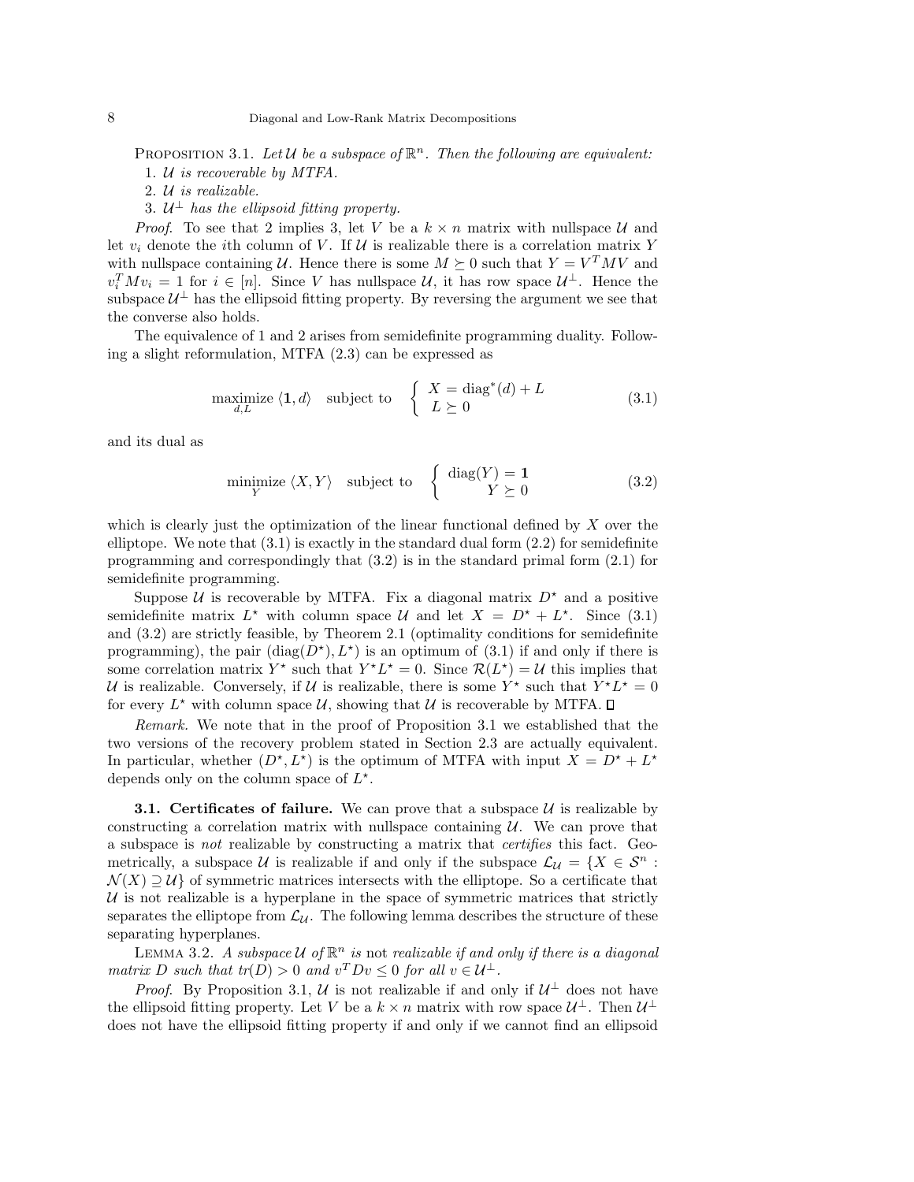PROPOSITION 3.1. *Let $\mathcal{U}$ be a subspace of $\mathbb{R}^n$. Then the following are equivalent:*

1. *$\mathcal{U}$ is recoverable by MTFA.*
2. *$\mathcal{U}$ is realizable.*
3. *$\mathcal{U}^\perp$ has the ellipsoid fitting property.*

*Proof.* To see that 2 implies 3, let $V$ be a $k \times n$ matrix with nullspace $\mathcal{U}$ and let $v_i$ denote the $i$th column of $V$. If $\mathcal{U}$ is realizable there is a correlation matrix $Y$ with nullspace containing $\mathcal{U}$. Hence there is some $M \succeq 0$ such that $Y = V^T M V$ and $v_i^T M v_i = 1$ for $i \in [n]$. Since $V$ has nullspace $\mathcal{U}$, it has row space $\mathcal{U}^\perp$. Hence the subspace $\mathcal{U}^\perp$ has the ellipsoid fitting property. By reversing the argument we see that the converse also holds.

The equivalence of 1 and 2 arises from semidefinite programming duality. Following a slight reformulation, MTFA (2.3) can be expressed as

$$\underset{d,L}{\text{maximize}}\ \langle \mathbf{1}, d\rangle \quad \text{subject to} \quad \begin{cases} X = \text{diag}^*(d) + L \\ L \succeq 0 \end{cases} \tag{3.1}$$

and its dual as

$$\underset{Y}{\text{minimize}}\ \langle X, Y\rangle \quad \text{subject to} \quad \begin{cases} \text{diag}(Y) = \mathbf{1} \\ Y \succeq 0 \end{cases} \tag{3.2}$$

which is clearly just the optimization of the linear functional defined by $X$ over the elliptope. We note that (3.1) is exactly in the standard dual form (2.2) for semidefinite programming and correspondingly that (3.2) is in the standard primal form (2.1) for semidefinite programming.

Suppose $\mathcal{U}$ is recoverable by MTFA. Fix a diagonal matrix $D^\star$ and a positive semidefinite matrix $L^\star$ with column space $\mathcal{U}$ and let $X = D^\star + L^\star$. Since (3.1) and (3.2) are strictly feasible, by Theorem 2.1 (optimality conditions for semidefinite programming), the pair $(\text{diag}(D^\star), L^\star)$ is an optimum of (3.1) if and only if there is some correlation matrix $Y^\star$ such that $Y^\star L^\star = 0$. Since $\mathcal{R}(L^\star) = \mathcal{U}$ this implies that $\mathcal{U}$ is realizable. Conversely, if $\mathcal{U}$ is realizable, there is some $Y^\star$ such that $Y^\star L^\star = 0$ for every $L^\star$ with column space $\mathcal{U}$, showing that $\mathcal{U}$ is recoverable by MTFA. ◻

*Remark.* We note that in the proof of Proposition 3.1 we established that the two versions of the recovery problem stated in Section 2.3 are actually equivalent. In particular, whether $(D^\star, L^\star)$ is the optimum of MTFA with input $X = D^\star + L^\star$ depends only on the column space of $L^\star$.

**3.1. Certificates of failure.** We can prove that a subspace $\mathcal{U}$ is realizable by constructing a correlation matrix with nullspace containing $\mathcal{U}$. We can prove that a subspace is *not* realizable by constructing a matrix that *certifies* this fact. Geometrically, a subspace $\mathcal{U}$ is realizable if and only if the subspace $\mathcal{L}_\mathcal{U} = \{X \in \mathcal{S}^n : \mathcal{N}(X) \supseteq \mathcal{U}\}$ of symmetric matrices intersects with the elliptope. So a certificate that $\mathcal{U}$ is not realizable is a hyperplane in the space of symmetric matrices that strictly separates the elliptope from $\mathcal{L}_\mathcal{U}$. The following lemma describes the structure of these separating hyperplanes.

LEMMA 3.2. *A subspace $\mathcal{U}$ of $\mathbb{R}^n$ is* not *realizable if and only if there is a diagonal matrix $D$ such that $tr(D) > 0$ and $v^T D v \leq 0$ for all $v \in \mathcal{U}^\perp$.*

*Proof.* By Proposition 3.1, $\mathcal{U}$ is not realizable if and only if $\mathcal{U}^\perp$ does not have the ellipsoid fitting property. Let $V$ be a $k \times n$ matrix with row space $\mathcal{U}^\perp$. Then $\mathcal{U}^\perp$ does not have the ellipsoid fitting property if and only if we cannot find an ellipsoid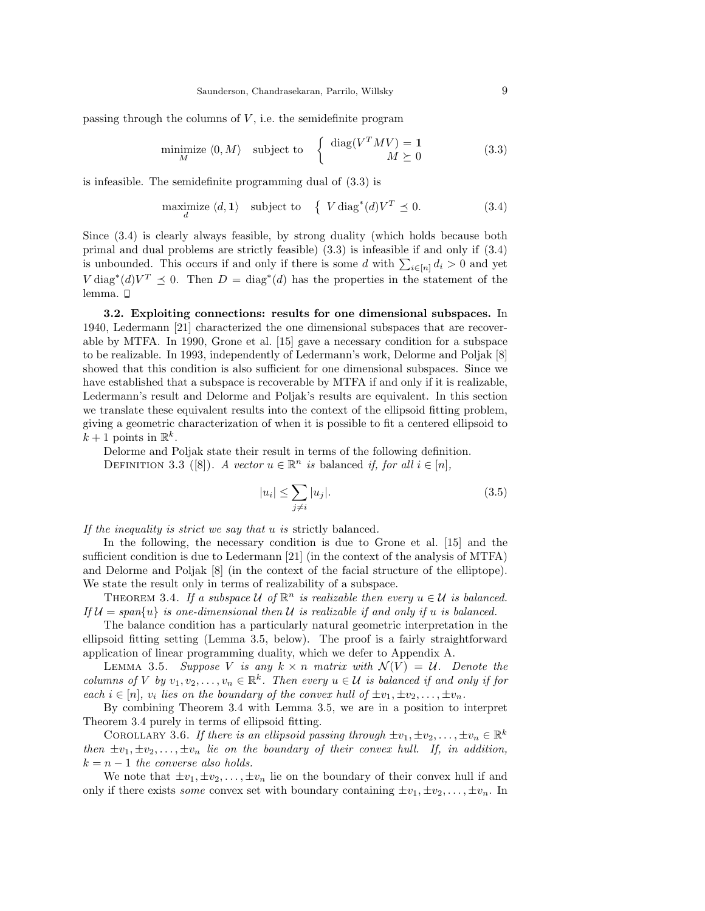passing through the columns of $V$, i.e. the semidefinite program

$$\underset{M}{\text{minimize}}\ \langle 0, M\rangle \quad \text{subject to} \quad \begin{cases} \operatorname{diag}(V^T M V) = \mathbf{1} \\ M \succeq 0 \end{cases} \tag{3.3}$$

is infeasible. The semidefinite programming dual of (3.3) is

$$\underset{d}{\text{maximize}}\ \langle d, \mathbf{1}\rangle \quad \text{subject to} \quad \left\{ V \operatorname{diag}^*(d) V^T \preceq 0. \right. \tag{3.4}$$

Since (3.4) is clearly always feasible, by strong duality (which holds because both primal and dual problems are strictly feasible) (3.3) is infeasible if and only if (3.4) is unbounded. This occurs if and only if there is some $d$ with $\sum_{i\in[n]} d_i > 0$ and yet $V \operatorname{diag}^*(d) V^T \preceq 0$. Then $D = \operatorname{diag}^*(d)$ has the properties in the statement of the lemma. $\square$

**3.2. Exploiting connections: results for one dimensional subspaces.** In 1940, Ledermann [21] characterized the one dimensional subspaces that are recoverable by MTFA. In 1990, Grone et al. [15] gave a necessary condition for a subspace to be realizable. In 1993, independently of Ledermann's work, Delorme and Poljak [8] showed that this condition is also sufficient for one dimensional subspaces. Since we have established that a subspace is recoverable by MTFA if and only if it is realizable, Ledermann's result and Delorme and Poljak's results are equivalent. In this section we translate these equivalent results into the context of the ellipsoid fitting problem, giving a geometric characterization of when it is possible to fit a centered ellipsoid to $k+1$ points in $\mathbb{R}^k$.

Delorme and Poljak state their result in terms of the following definition.

Definition 3.3 ([8]). *A vector $u \in \mathbb{R}^n$ is* balanced *if, for all $i \in [n]$,*

$$|u_i| \le \sum_{j \neq i} |u_j|. \tag{3.5}$$

*If the inequality is strict we say that $u$ is* strictly balanced.

In the following, the necessary condition is due to Grone et al. [15] and the sufficient condition is due to Ledermann [21] (in the context of the analysis of MTFA) and Delorme and Poljak [8] (in the context of the facial structure of the elliptope). We state the result only in terms of realizability of a subspace.

Theorem 3.4. *If a subspace $\mathcal{U}$ of $\mathbb{R}^n$ is realizable then every $u \in \mathcal{U}$ is balanced. If $\mathcal{U} = \operatorname{span}\{u\}$ is one-dimensional then $\mathcal{U}$ is realizable if and only if $u$ is balanced.*

The balance condition has a particularly natural geometric interpretation in the ellipsoid fitting setting (Lemma 3.5, below). The proof is a fairly straightforward application of linear programming duality, which we defer to Appendix A.

Lemma 3.5. *Suppose $V$ is any $k \times n$ matrix with $\mathcal{N}(V) = \mathcal{U}$. Denote the columns of $V$ by $v_1, v_2, \ldots, v_n \in \mathbb{R}^k$. Then every $u \in \mathcal{U}$ is balanced if and only if for each $i \in [n]$, $v_i$ lies on the boundary of the convex hull of $\pm v_1, \pm v_2, \ldots, \pm v_n$.*

By combining Theorem 3.4 with Lemma 3.5, we are in a position to interpret Theorem 3.4 purely in terms of ellipsoid fitting.

Corollary 3.6. *If there is an ellipsoid passing through $\pm v_1, \pm v_2, \ldots, \pm v_n \in \mathbb{R}^k$ then $\pm v_1, \pm v_2, \ldots, \pm v_n$ lie on the boundary of their convex hull. If, in addition, $k = n-1$ the converse also holds.*

We note that $\pm v_1, \pm v_2, \ldots, \pm v_n$ lie on the boundary of their convex hull if and only if there exists *some* convex set with boundary containing $\pm v_1, \pm v_2, \ldots, \pm v_n$. In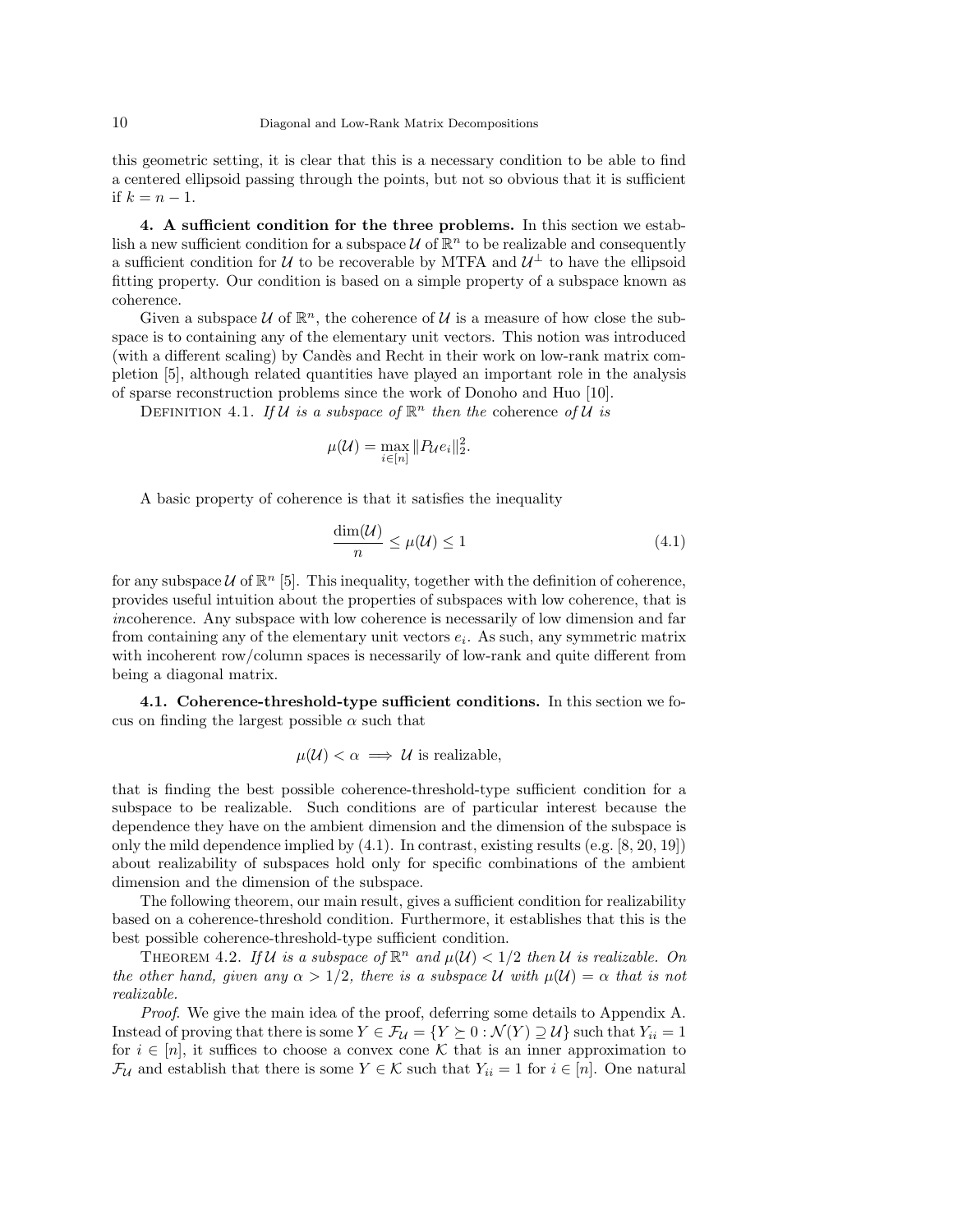this geometric setting, it is clear that this is a necessary condition to be able to find a centered ellipsoid passing through the points, but not so obvious that it is sufficient if $k = n - 1$.

## 4. A sufficient condition for the three problems.

In this section we establish a new sufficient condition for a subspace $\mathcal{U}$ of $\mathbb{R}^n$ to be realizable and consequently a sufficient condition for $\mathcal{U}$ to be recoverable by MTFA and $\mathcal{U}^\perp$ to have the ellipsoid fitting property. Our condition is based on a simple property of a subspace known as coherence.

Given a subspace $\mathcal{U}$ of $\mathbb{R}^n$, the coherence of $\mathcal{U}$ is a measure of how close the subspace is to containing any of the elementary unit vectors. This notion was introduced (with a different scaling) by Candès and Recht in their work on low-rank matrix completion [5], although related quantities have played an important role in the analysis of sparse reconstruction problems since the work of Donoho and Huo [10].

Definition 4.1. *If $\mathcal{U}$ is a subspace of $\mathbb{R}^n$ then the* coherence *of $\mathcal{U}$ is*

$$\mu(\mathcal{U}) = \max_{i\in[n]} \|P_{\mathcal{U}} e_i\|_2^2.$$

A basic property of coherence is that it satisfies the inequality

$$\frac{\dim(\mathcal{U})}{n} \leq \mu(\mathcal{U}) \leq 1 \tag{4.1}$$

for any subspace $\mathcal{U}$ of $\mathbb{R}^n$ [5]. This inequality, together with the definition of coherence, provides useful intuition about the properties of subspaces with low coherence, that is *in*coherence. Any subspace with low coherence is necessarily of low dimension and far from containing any of the elementary unit vectors $e_i$. As such, any symmetric matrix with incoherent row/column spaces is necessarily of low-rank and quite different from being a diagonal matrix.

### 4.1. Coherence-threshold-type sufficient conditions.

In this section we focus on finding the largest possible $\alpha$ such that

$$\mu(\mathcal{U}) < \alpha \implies \mathcal{U} \text{ is realizable},$$

that is finding the best possible coherence-threshold-type sufficient condition for a subspace to be realizable. Such conditions are of particular interest because the dependence they have on the ambient dimension and the dimension of the subspace is only the mild dependence implied by (4.1). In contrast, existing results (e.g. [8, 20, 19]) about realizability of subspaces hold only for specific combinations of the ambient dimension and the dimension of the subspace.

The following theorem, our main result, gives a sufficient condition for realizability based on a coherence-threshold condition. Furthermore, it establishes that this is the best possible coherence-threshold-type sufficient condition.

Theorem 4.2. *If $\mathcal{U}$ is a subspace of $\mathbb{R}^n$ and $\mu(\mathcal{U}) < 1/2$ then $\mathcal{U}$ is realizable. On the other hand, given any $\alpha > 1/2$, there is a subspace $\mathcal{U}$ with $\mu(\mathcal{U}) = \alpha$ that is not realizable.*

*Proof.* We give the main idea of the proof, deferring some details to Appendix A. Instead of proving that there is some $Y \in \mathcal{F}_{\mathcal{U}} = \{Y \succeq 0 : \mathcal{N}(Y) \supseteq \mathcal{U}\}$ such that $Y_{ii} = 1$ for $i \in [n]$, it suffices to choose a convex cone $\mathcal{K}$ that is an inner approximation to $\mathcal{F}_{\mathcal{U}}$ and establish that there is some $Y \in \mathcal{K}$ such that $Y_{ii} = 1$ for $i \in [n]$. One natural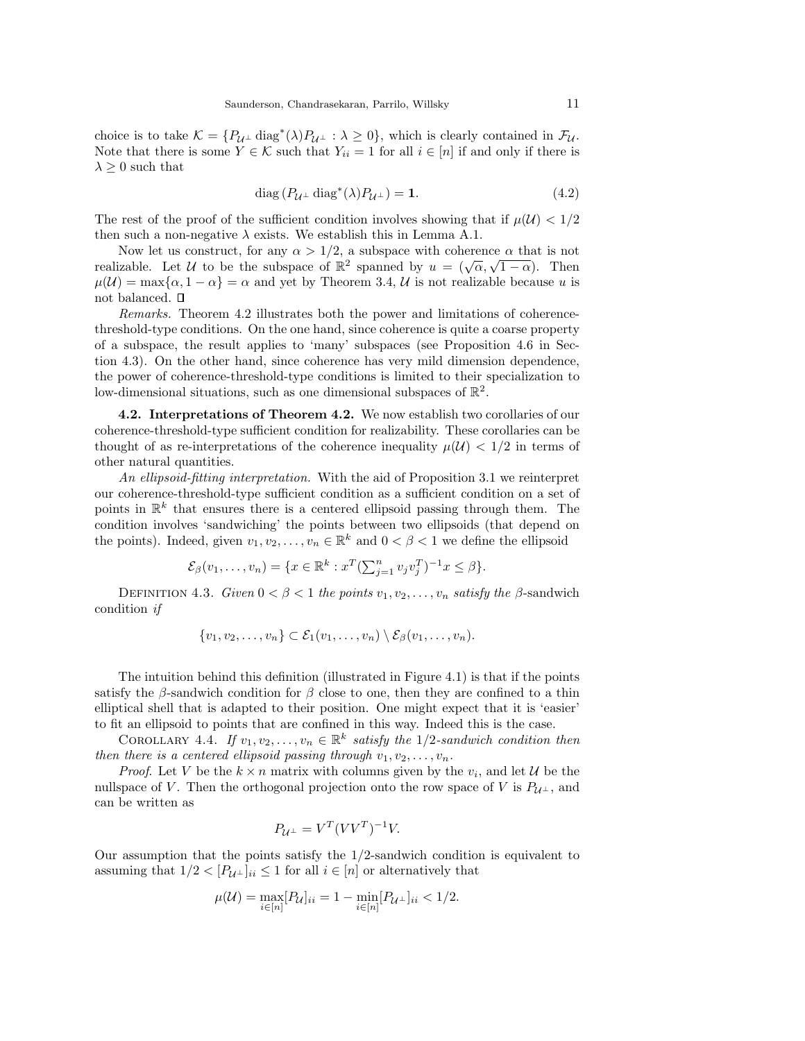choice is to take $\mathcal{K} = \{P_{\mathcal{U}^\perp} \operatorname{diag}^*(\lambda) P_{\mathcal{U}^\perp} : \lambda \geq 0\}$, which is clearly contained in $\mathcal{F}_{\mathcal{U}}$. Note that there is some $Y \in \mathcal{K}$ such that $Y_{ii} = 1$ for all $i \in [n]$ if and only if there is $\lambda \geq 0$ such that

$$\operatorname{diag}\left(P_{\mathcal{U}^\perp} \operatorname{diag}^*(\lambda) P_{\mathcal{U}^\perp}\right) = \mathbf{1}. \tag{4.2}$$

The rest of the proof of the sufficient condition involves showing that if $\mu(\mathcal{U}) < 1/2$ then such a non-negative $\lambda$ exists. We establish this in Lemma A.1.

Now let us construct, for any $\alpha > 1/2$, a subspace with coherence $\alpha$ that is not realizable. Let $\mathcal{U}$ to be the subspace of $\mathbb{R}^2$ spanned by $u = (\sqrt{\alpha}, \sqrt{1-\alpha})$. Then $\mu(\mathcal{U}) = \max\{\alpha, 1-\alpha\} = \alpha$ and yet by Theorem 3.4, $\mathcal{U}$ is not realizable because $u$ is not balanced. ◻

*Remarks.* Theorem 4.2 illustrates both the power and limitations of coherence-threshold-type conditions. On the one hand, since coherence is quite a coarse property of a subspace, the result applies to 'many' subspaces (see Proposition 4.6 in Section 4.3). On the other hand, since coherence has very mild dimension dependence, the power of coherence-threshold-type conditions is limited to their specialization to low-dimensional situations, such as one dimensional subspaces of $\mathbb{R}^2$.

**4.2. Interpretations of Theorem 4.2.** We now establish two corollaries of our coherence-threshold-type sufficient condition for realizability. These corollaries can be thought of as re-interpretations of the coherence inequality $\mu(\mathcal{U}) < 1/2$ in terms of other natural quantities.

*An ellipsoid-fitting interpretation.* With the aid of Proposition 3.1 we reinterpret our coherence-threshold-type sufficient condition as a sufficient condition on a set of points in $\mathbb{R}^k$ that ensures there is a centered ellipsoid passing through them. The condition involves 'sandwiching' the points between two ellipsoids (that depend on the points). Indeed, given $v_1, v_2, \ldots, v_n \in \mathbb{R}^k$ and $0 < \beta < 1$ we define the ellipsoid

$$\mathcal{E}_\beta(v_1, \ldots, v_n) = \{x \in \mathbb{R}^k : x^T (\textstyle\sum_{j=1}^n v_j v_j^T)^{-1} x \leq \beta\}.$$

Definition 4.3. *Given $0 < \beta < 1$ the points $v_1, v_2, \ldots, v_n$ satisfy the* $\beta$-sandwich condition *if*

$$\{v_1, v_2, \ldots, v_n\} \subset \mathcal{E}_1(v_1, \ldots, v_n) \setminus \mathcal{E}_\beta(v_1, \ldots, v_n).$$

The intuition behind this definition (illustrated in Figure 4.1) is that if the points satisfy the $\beta$-sandwich condition for $\beta$ close to one, then they are confined to a thin elliptical shell that is adapted to their position. One might expect that it is 'easier' to fit an ellipsoid to points that are confined in this way. Indeed this is the case.

Corollary 4.4. *If $v_1, v_2, \ldots, v_n \in \mathbb{R}^k$ satisfy the $1/2$-sandwich condition then then there is a centered ellipsoid passing through $v_1, v_2, \ldots, v_n$.*

*Proof.* Let $V$ be the $k \times n$ matrix with columns given by the $v_i$, and let $\mathcal{U}$ be the nullspace of $V$. Then the orthogonal projection onto the row space of $V$ is $P_{\mathcal{U}^\perp}$, and can be written as

$$P_{\mathcal{U}^\perp} = V^T (V V^T)^{-1} V.$$

Our assumption that the points satisfy the $1/2$-sandwich condition is equivalent to assuming that $1/2 < [P_{\mathcal{U}^\perp}]_{ii} \leq 1$ for all $i \in [n]$ or alternatively that

$$\mu(\mathcal{U}) = \max_{i \in [n]} [P_{\mathcal{U}}]_{ii} = 1 - \min_{i \in [n]} [P_{\mathcal{U}^\perp}]_{ii} < 1/2.$$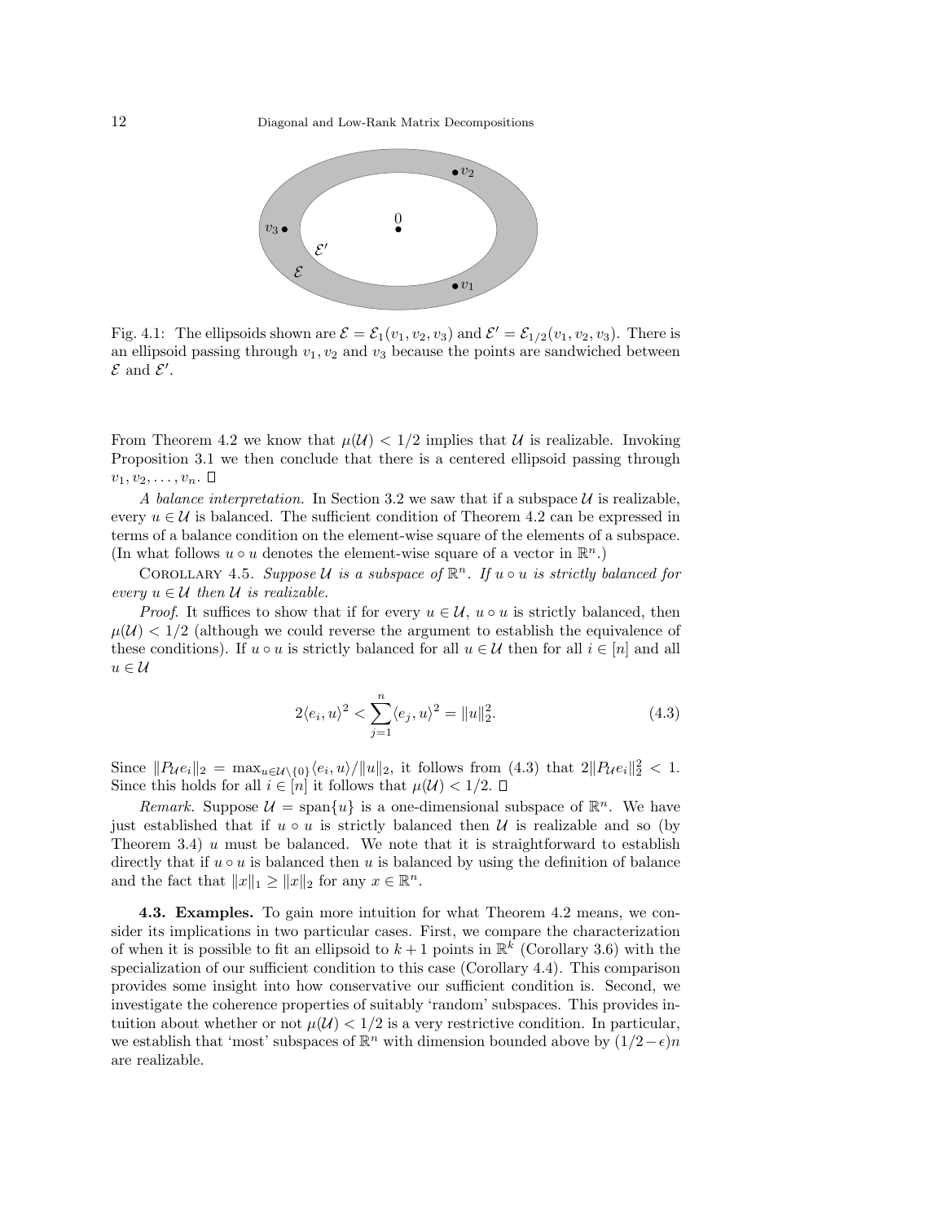Fig. 4.1: The ellipsoids shown are $\mathcal{E} = \mathcal{E}_1(v_1, v_2, v_3)$ and $\mathcal{E}' = \mathcal{E}_{1/2}(v_1, v_2, v_3)$. There is an ellipsoid passing through $v_1$, $v_2$ and $v_3$ because the points are sandwiched between $\mathcal{E}$ and $\mathcal{E}'$.

From Theorem 4.2 we know that $\mu(\mathcal{U}) < 1/2$ implies that $\mathcal{U}$ is realizable. Invoking Proposition 3.1 we then conclude that there is a centered ellipsoid passing through $v_1, v_2, \ldots, v_n$. □

*A balance interpretation.* In Section 3.2 we saw that if a subspace $\mathcal{U}$ is realizable, every $u \in \mathcal{U}$ is balanced. The sufficient condition of Theorem 4.2 can be expressed in terms of a balance condition on the element-wise square of the elements of a subspace. (In what follows $u \circ u$ denotes the element-wise square of a vector in $\mathbb{R}^n$.)

COROLLARY 4.5. *Suppose $\mathcal{U}$ is a subspace of $\mathbb{R}^n$. If $u \circ u$ is strictly balanced for every $u \in \mathcal{U}$ then $\mathcal{U}$ is realizable.*

*Proof.* It suffices to show that if for every $u \in \mathcal{U}$, $u \circ u$ is strictly balanced, then $\mu(\mathcal{U}) < 1/2$ (although we could reverse the argument to establish the equivalence of these conditions). If $u \circ u$ is strictly balanced for all $u \in \mathcal{U}$ then for all $i \in [n]$ and all $u \in \mathcal{U}$

$$2\langle e_i, u\rangle^2 < \sum_{j=1}^{n} \langle e_j, u\rangle^2 = \|u\|_2^2. \tag{4.3}$$

Since $\|P_{\mathcal{U}} e_i\|_2 = \max_{u \in \mathcal{U}\setminus\{0\}} \langle e_i, u\rangle / \|u\|_2$, it follows from (4.3) that $2\|P_{\mathcal{U}} e_i\|_2^2 < 1$. Since this holds for all $i \in [n]$ it follows that $\mu(\mathcal{U}) < 1/2$. □

*Remark.* Suppose $\mathcal{U} = \operatorname{span}\{u\}$ is a one-dimensional subspace of $\mathbb{R}^n$. We have just established that if $u \circ u$ is strictly balanced then $\mathcal{U}$ is realizable and so (by Theorem 3.4) $u$ must be balanced. We note that it is straightforward to establish directly that if $u \circ u$ is balanced then $u$ is balanced by using the definition of balance and the fact that $\|x\|_1 \geq \|x\|_2$ for any $x \in \mathbb{R}^n$.

**4.3. Examples.** To gain more intuition for what Theorem 4.2 means, we consider its implications in two particular cases. First, we compare the characterization of when it is possible to fit an ellipsoid to $k+1$ points in $\mathbb{R}^k$ (Corollary 3.6) with the specialization of our sufficient condition to this case (Corollary 4.4). This comparison provides some insight into how conservative our sufficient condition is. Second, we investigate the coherence properties of suitably 'random' subspaces. This provides intuition about whether or not $\mu(\mathcal{U}) < 1/2$ is a very restrictive condition. In particular, we establish that 'most' subspaces of $\mathbb{R}^n$ with dimension bounded above by $(1/2-\epsilon)n$ are realizable.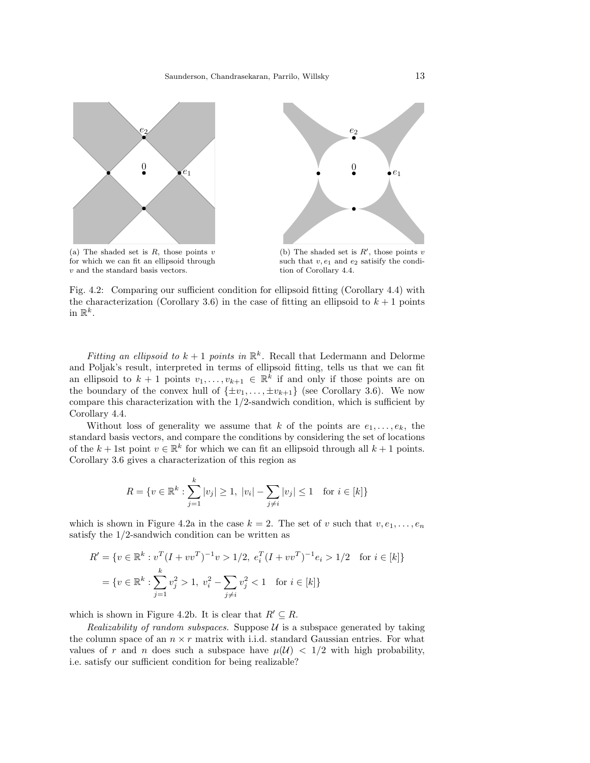(a) The shaded set is $R$, those points $v$ for which we can fit an ellipsoid through $v$ and the standard basis vectors.

(b) The shaded set is $R'$, those points $v$ such that $v, e_1$ and $e_2$ satisify the condition of Corollary 4.4.

Fig. 4.2: Comparing our sufficient condition for ellipsoid fitting (Corollary 4.4) with the characterization (Corollary 3.6) in the case of fitting an ellipsoid to $k+1$ points in $\mathbb{R}^k$.

*Fitting an ellipsoid to $k+1$ points in $\mathbb{R}^k$.* Recall that Ledermann and Delorme and Poljak's result, interpreted in terms of ellipsoid fitting, tells us that we can fit an ellipsoid to $k+1$ points $v_1, \ldots, v_{k+1} \in \mathbb{R}^k$ if and only if those points are on the boundary of the convex hull of $\{\pm v_1, \ldots, \pm v_{k+1}\}$ (see Corollary 3.6). We now compare this characterization with the 1/2-sandwich condition, which is sufficient by Corollary 4.4.

Without loss of generality we assume that $k$ of the points are $e_1, \ldots, e_k$, the standard basis vectors, and compare the conditions by considering the set of locations of the $k+1$st point $v \in \mathbb{R}^k$ for which we can fit an ellipsoid through all $k+1$ points. Corollary 3.6 gives a characterization of this region as

$$R = \{v \in \mathbb{R}^k : \sum_{j=1}^{k} |v_j| \geq 1,\ |v_i| - \sum_{j \neq i} |v_j| \leq 1 \quad \text{for } i \in [k]\}$$

which is shown in Figure 4.2a in the case $k = 2$. The set of $v$ such that $v, e_1, \ldots, e_n$ satisfy the 1/2-sandwich condition can be written as

$$\begin{aligned} R' &= \{v \in \mathbb{R}^k : v^T(I + vv^T)^{-1}v > 1/2,\ e_i^T(I + vv^T)^{-1}e_i > 1/2 \quad \text{for } i \in [k]\} \\ &= \{v \in \mathbb{R}^k : \sum_{j=1}^{k} v_j^2 > 1,\ v_i^2 - \sum_{j \neq i} v_j^2 < 1 \quad \text{for } i \in [k]\} \end{aligned}$$

which is shown in Figure 4.2b. It is clear that $R' \subseteq R$.

*Realizability of random subspaces.* Suppose $\mathcal{U}$ is a subspace generated by taking the column space of an $n \times r$ matrix with i.i.d. standard Gaussian entries. For what values of $r$ and $n$ does such a subspace have $\mu(\mathcal{U}) < 1/2$ with high probability, i.e. satisfy our sufficient condition for being realizable?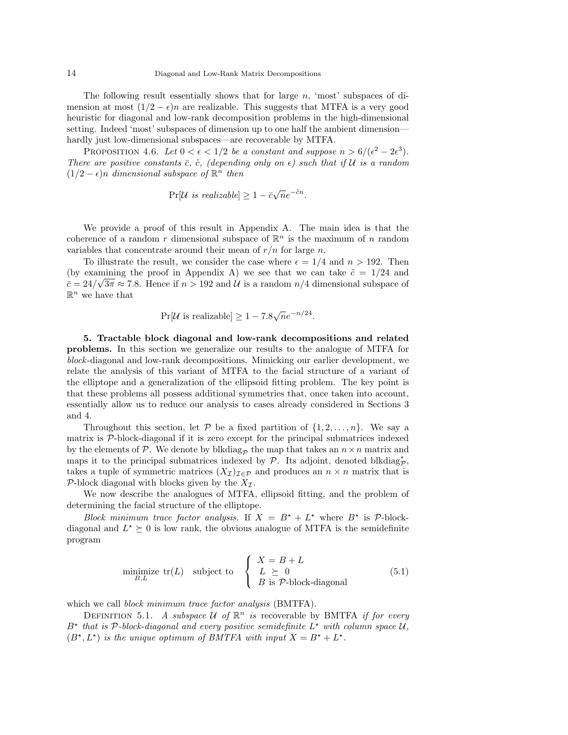The following result essentially shows that for large $n$, 'most' subspaces of dimension at most $(1/2-\epsilon)n$ are realizable. This suggests that MTFA is a very good heuristic for diagonal and low-rank decomposition problems in the high-dimensional setting. Indeed 'most' subspaces of dimension up to one half the ambient dimension—hardly just low-dimensional subspaces—are recoverable by MTFA.

Proposition 4.6. *Let $0 < \epsilon < 1/2$ be a constant and suppose $n > 6/(\epsilon^2 - 2\epsilon^3)$. There are positive constants $\bar{c}$, $\tilde{c}$, (depending only on $\epsilon$) such that if $\mathcal{U}$ is a random $(1/2-\epsilon)n$ dimensional subspace of $\mathbb{R}^n$ then*

$$\Pr[\mathcal{U} \text{ is realizable}] \geq 1 - \bar{c}\sqrt{n}e^{-\tilde{c}n}.$$

We provide a proof of this result in Appendix A. The main idea is that the coherence of a random $r$ dimensional subspace of $\mathbb{R}^n$ is the maximum of $n$ random variables that concentrate around their mean of $r/n$ for large $n$.

To illustrate the result, we consider the case where $\epsilon = 1/4$ and $n > 192$. Then (by examining the proof in Appendix A) we see that we can take $\tilde{c} = 1/24$ and $\bar{c} = 24/\sqrt{3\pi} \approx 7.8$. Hence if $n > 192$ and $\mathcal{U}$ is a random $n/4$ dimensional subspace of $\mathbb{R}^n$ we have that

$$\Pr[\mathcal{U} \text{ is realizable}] \geq 1 - 7.8\sqrt{n}e^{-n/24}.$$

**5. Tractable block diagonal and low-rank decompositions and related problems.** In this section we generalize our results to the analogue of MTFA for *block*-diagonal and low-rank decompositions. Mimicking our earlier development, we relate the analysis of this variant of MTFA to the facial structure of a variant of the elliptope and a generalization of the ellipsoid fitting problem. The key point is that these problems all possess additional symmetries that, once taken into account, essentially allow us to reduce our analysis to cases already considered in Sections 3 and 4.

Throughout this section, let $\mathcal{P}$ be a fixed partition of $\{1, 2, \ldots, n\}$. We say a matrix is $\mathcal{P}$-block-diagonal if it is zero except for the principal submatrices indexed by the elements of $\mathcal{P}$. We denote by $\text{blkdiag}_{\mathcal{P}}$ the map that takes an $n \times n$ matrix and maps it to the principal submatrices indexed by $\mathcal{P}$. Its adjoint, denoted $\text{blkdiag}_{\mathcal{P}}^*$, takes a tuple of symmetric matrices $(X_{\mathcal{I}})_{\mathcal{I}\in\mathcal{P}}$ and produces an $n \times n$ matrix that is $\mathcal{P}$-block diagonal with blocks given by the $X_{\mathcal{I}}$.

We now describe the analogues of MTFA, ellipsoid fitting, and the problem of determining the facial structure of the elliptope.

*Block minimum trace factor analysis.* If $X = B^\star + L^\star$ where $B^\star$ is $\mathcal{P}$-block-diagonal and $L^\star \succeq 0$ is low rank, the obvious analogue of MTFA is the semidefinite program

$$\underset{B,L}{\text{minimize}}\ \text{tr}(L) \quad \text{subject to} \quad \begin{cases} X = B + L \\ L \succeq 0 \\ B \text{ is } \mathcal{P}\text{-block-diagonal} \end{cases} \tag{5.1}$$

which we call *block minimum trace factor analysis* (BMTFA).

Definition 5.1. *A subspace $\mathcal{U}$ of $\mathbb{R}^n$ is* recoverable by BMTFA *if for every $B^\star$ that is $\mathcal{P}$-block-diagonal and every positive semidefinite $L^\star$ with column space $\mathcal{U}$, $(B^\star, L^\star)$ is the unique optimum of BMTFA with input $X = B^\star + L^\star$.*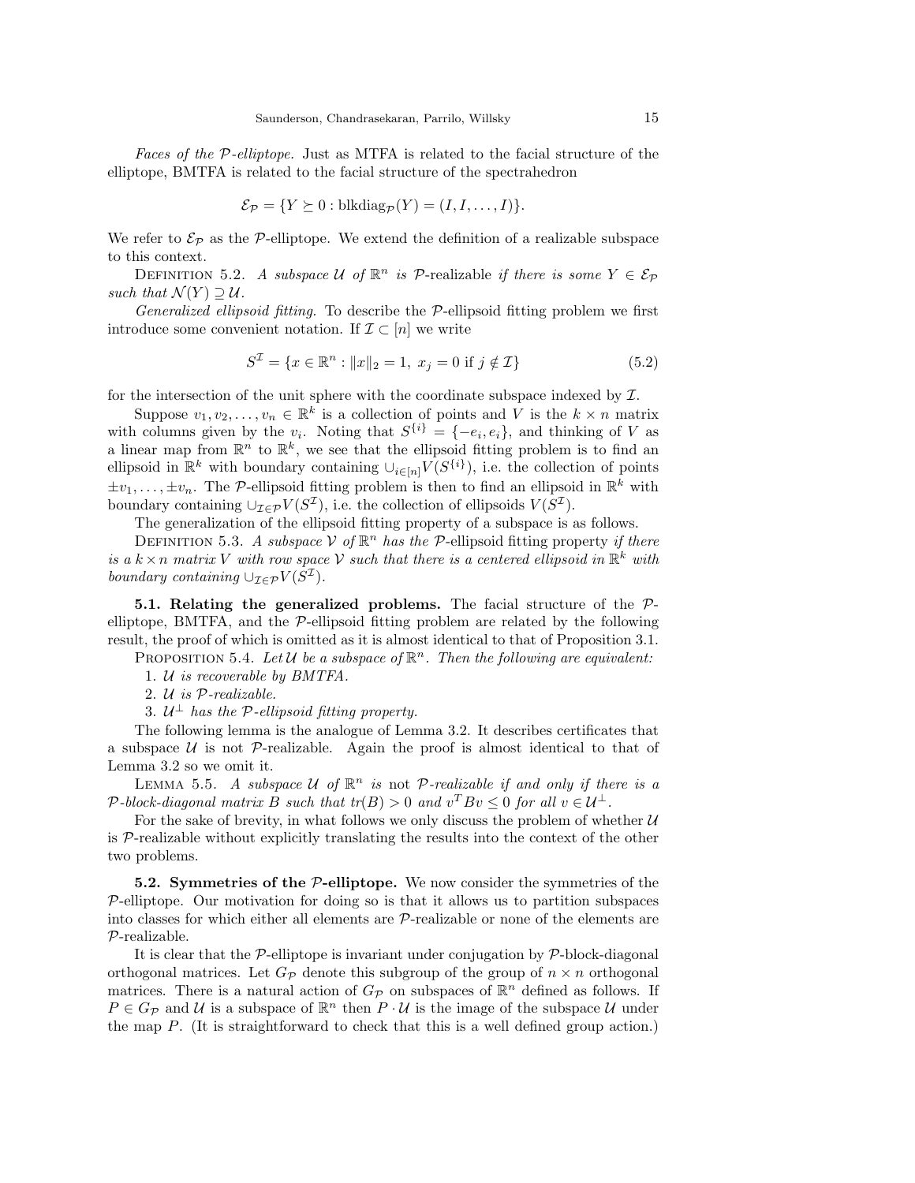*Faces of the $\mathcal{P}$-elliptope.* Just as MTFA is related to the facial structure of the elliptope, BMTFA is related to the facial structure of the spectrahedron

$$\mathcal{E}_{\mathcal{P}} = \{Y \succeq 0 : \mathrm{blkdiag}_{\mathcal{P}}(Y) = (I, I, \ldots, I)\}.$$

We refer to $\mathcal{E}_{\mathcal{P}}$ as the $\mathcal{P}$-elliptope. We extend the definition of a realizable subspace to this context.

Definition 5.2. *A subspace $\mathcal{U}$ of $\mathbb{R}^n$ is $\mathcal{P}$-realizable if there is some $Y \in \mathcal{E}_{\mathcal{P}}$ such that $\mathcal{N}(Y) \supseteq \mathcal{U}$.*

*Generalized ellipsoid fitting.* To describe the $\mathcal{P}$-ellipsoid fitting problem we first introduce some convenient notation. If $\mathcal{I} \subset [n]$ we write

$$S^{\mathcal{I}} = \{x \in \mathbb{R}^n : \|x\|_2 = 1,\ x_j = 0 \text{ if } j \notin \mathcal{I}\} \tag{5.2}$$

for the intersection of the unit sphere with the coordinate subspace indexed by $\mathcal{I}$.

Suppose $v_1, v_2, \ldots, v_n \in \mathbb{R}^k$ is a collection of points and $V$ is the $k \times n$ matrix with columns given by the $v_i$. Noting that $S^{\{i\}} = \{-e_i, e_i\}$, and thinking of $V$ as a linear map from $\mathbb{R}^n$ to $\mathbb{R}^k$, we see that the ellipsoid fitting problem is to find an ellipsoid in $\mathbb{R}^k$ with boundary containing $\cup_{i\in[n]} V(S^{\{i\}})$, i.e. the collection of points $\pm v_1, \ldots, \pm v_n$. The $\mathcal{P}$-ellipsoid fitting problem is then to find an ellipsoid in $\mathbb{R}^k$ with boundary containing $\cup_{\mathcal{I}\in\mathcal{P}} V(S^{\mathcal{I}})$, i.e. the collection of ellipsoids $V(S^{\mathcal{I}})$.

The generalization of the ellipsoid fitting property of a subspace is as follows.

Definition 5.3. *A subspace $\mathcal{V}$ of $\mathbb{R}^n$ has the $\mathcal{P}$-ellipsoid fitting property if there is a $k \times n$ matrix $V$ with row space $\mathcal{V}$ such that there is a centered ellipsoid in $\mathbb{R}^k$ with boundary containing $\cup_{\mathcal{I}\in\mathcal{P}} V(S^{\mathcal{I}})$.*

**5.1. Relating the generalized problems.** The facial structure of the $\mathcal{P}$-elliptope, BMTFA, and the $\mathcal{P}$-ellipsoid fitting problem are related by the following result, the proof of which is omitted as it is almost identical to that of Proposition 3.1.

Proposition 5.4. *Let $\mathcal{U}$ be a subspace of $\mathbb{R}^n$. Then the following are equivalent:*

1. *$\mathcal{U}$ is recoverable by BMTFA.*
2. *$\mathcal{U}$ is $\mathcal{P}$-realizable.*
3. *$\mathcal{U}^\perp$ has the $\mathcal{P}$-ellipsoid fitting property.*

The following lemma is the analogue of Lemma 3.2. It describes certificates that a subspace $\mathcal{U}$ is not $\mathcal{P}$-realizable. Again the proof is almost identical to that of Lemma 3.2 so we omit it.

Lemma 5.5. *A subspace $\mathcal{U}$ of $\mathbb{R}^n$ is* not *$\mathcal{P}$-realizable if and only if there is a $\mathcal{P}$-block-diagonal matrix $B$ such that $tr(B) > 0$ and $v^T B v \leq 0$ for all $v \in \mathcal{U}^\perp$.*

For the sake of brevity, in what follows we only discuss the problem of whether $\mathcal{U}$ is $\mathcal{P}$-realizable without explicitly translating the results into the context of the other two problems.

**5.2. Symmetries of the $\mathcal{P}$-elliptope.** We now consider the symmetries of the $\mathcal{P}$-elliptope. Our motivation for doing so is that it allows us to partition subspaces into classes for which either all elements are $\mathcal{P}$-realizable or none of the elements are $\mathcal{P}$-realizable.

It is clear that the $\mathcal{P}$-elliptope is invariant under conjugation by $\mathcal{P}$-block-diagonal orthogonal matrices. Let $G_{\mathcal{P}}$ denote this subgroup of the group of $n \times n$ orthogonal matrices. There is a natural action of $G_{\mathcal{P}}$ on subspaces of $\mathbb{R}^n$ defined as follows. If $P \in G_{\mathcal{P}}$ and $\mathcal{U}$ is a subspace of $\mathbb{R}^n$ then $P \cdot \mathcal{U}$ is the image of the subspace $\mathcal{U}$ under the map $P$. (It is straightforward to check that this is a well defined group action.)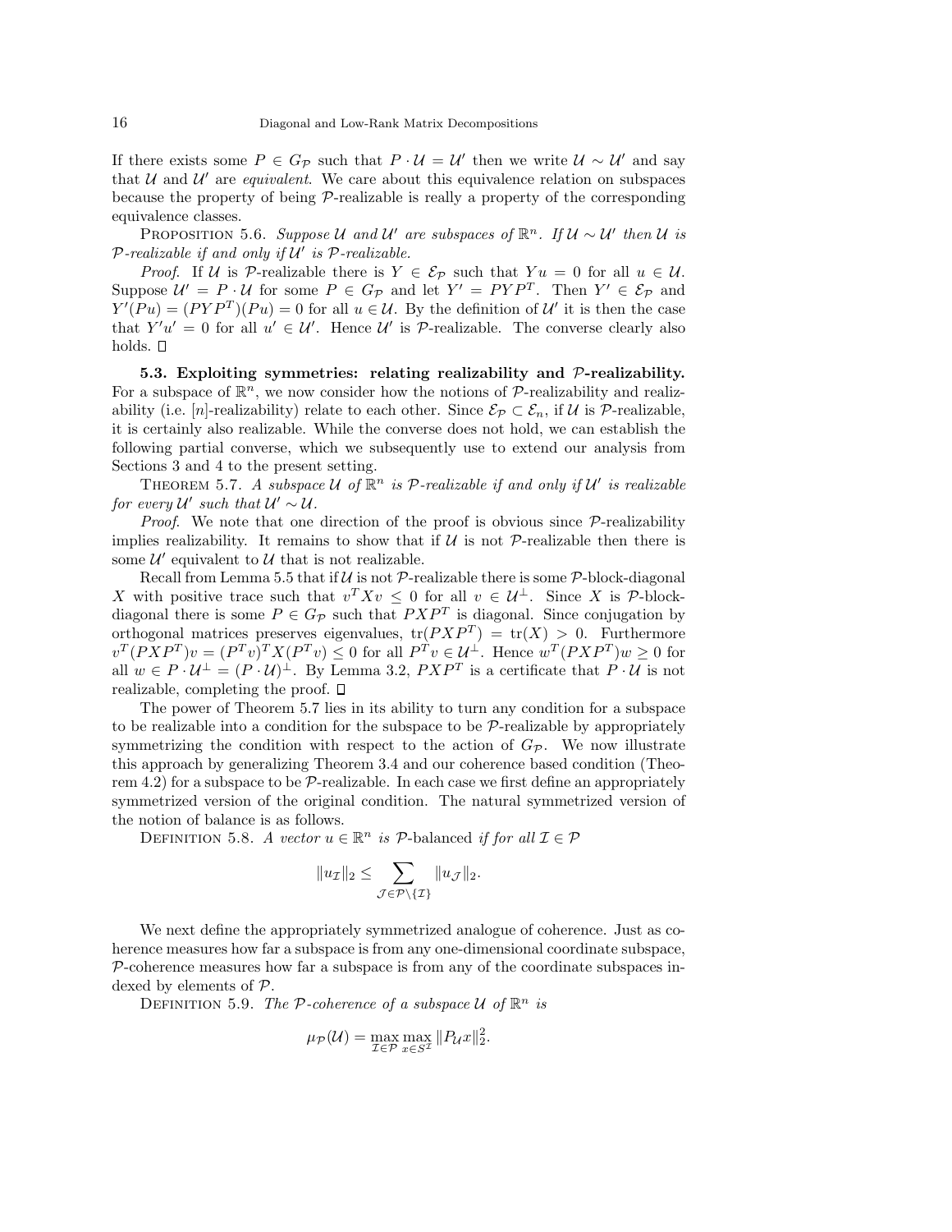If there exists some $P \in G_{\mathcal{P}}$ such that $P \cdot \mathcal{U} = \mathcal{U}'$ then we write $\mathcal{U} \sim \mathcal{U}'$ and say that $\mathcal{U}$ and $\mathcal{U}'$ are *equivalent*. We care about this equivalence relation on subspaces because the property of being $\mathcal{P}$-realizable is really a property of the corresponding equivalence classes.

Proposition 5.6. *Suppose $\mathcal{U}$ and $\mathcal{U}'$ are subspaces of $\mathbb{R}^n$. If $\mathcal{U} \sim \mathcal{U}'$ then $\mathcal{U}$ is $\mathcal{P}$-realizable if and only if $\mathcal{U}'$ is $\mathcal{P}$-realizable.*

*Proof.* If $\mathcal{U}$ is $\mathcal{P}$-realizable there is $Y \in \mathcal{E}_{\mathcal{P}}$ such that $Yu = 0$ for all $u \in \mathcal{U}$. Suppose $\mathcal{U}' = P \cdot \mathcal{U}$ for some $P \in G_{\mathcal{P}}$ and let $Y' = PYP^T$. Then $Y' \in \mathcal{E}_{\mathcal{P}}$ and $Y'(Pu) = (PYP^T)(Pu) = 0$ for all $u \in \mathcal{U}$. By the definition of $\mathcal{U}'$ it is then the case that $Y'u' = 0$ for all $u' \in \mathcal{U}'$. Hence $\mathcal{U}'$ is $\mathcal{P}$-realizable. The converse clearly also holds. $\square$

**5.3. Exploiting symmetries: relating realizability and $\mathcal{P}$-realizability.** For a subspace of $\mathbb{R}^n$, we now consider how the notions of $\mathcal{P}$-realizability and realizability (i.e. $[n]$-realizability) relate to each other. Since $\mathcal{E}_{\mathcal{P}} \subset \mathcal{E}_n$, if $\mathcal{U}$ is $\mathcal{P}$-realizable, it is certainly also realizable. While the converse does not hold, we can establish the following partial converse, which we subsequently use to extend our analysis from Sections 3 and 4 to the present setting.

Theorem 5.7. *A subspace $\mathcal{U}$ of $\mathbb{R}^n$ is $\mathcal{P}$-realizable if and only if $\mathcal{U}'$ is realizable for every $\mathcal{U}'$ such that $\mathcal{U}' \sim \mathcal{U}$.*

*Proof.* We note that one direction of the proof is obvious since $\mathcal{P}$-realizability implies realizability. It remains to show that if $\mathcal{U}$ is not $\mathcal{P}$-realizable then there is some $\mathcal{U}'$ equivalent to $\mathcal{U}$ that is not realizable.

Recall from Lemma 5.5 that if $\mathcal{U}$ is not $\mathcal{P}$-realizable there is some $\mathcal{P}$-block-diagonal $X$ with positive trace such that $v^T X v \leq 0$ for all $v \in \mathcal{U}^\perp$. Since $X$ is $\mathcal{P}$-block-diagonal there is some $P \in G_{\mathcal{P}}$ such that $PXP^T$ is diagonal. Since conjugation by orthogonal matrices preserves eigenvalues, $\operatorname{tr}(PXP^T) = \operatorname{tr}(X) > 0$. Furthermore $v^T(PXP^T)v = (P^Tv)^T X (P^Tv) \leq 0$ for all $P^Tv \in \mathcal{U}^\perp$. Hence $w^T(PXP^T)w \geq 0$ for all $w \in P \cdot \mathcal{U}^\perp = (P \cdot \mathcal{U})^\perp$. By Lemma 3.2, $PXP^T$ is a certificate that $P \cdot \mathcal{U}$ is not realizable, completing the proof. $\square$

The power of Theorem 5.7 lies in its ability to turn any condition for a subspace to be realizable into a condition for the subspace to be $\mathcal{P}$-realizable by appropriately symmetrizing the condition with respect to the action of $G_{\mathcal{P}}$. We now illustrate this approach by generalizing Theorem 3.4 and our coherence based condition (Theorem 4.2) for a subspace to be $\mathcal{P}$-realizable. In each case we first define an appropriately symmetrized version of the original condition. The natural symmetrized version of the notion of balance is as follows.

Definition 5.8. *A vector $u \in \mathbb{R}^n$ is* $\mathcal{P}$-balanced *if for all $\mathcal{I} \in \mathcal{P}$*

$$\|u_{\mathcal{I}}\|_2 \leq \sum_{\mathcal{J} \in \mathcal{P} \setminus \{\mathcal{I}\}} \|u_{\mathcal{J}}\|_2.$$

We next define the appropriately symmetrized analogue of coherence. Just as coherence measures how far a subspace is from any one-dimensional coordinate subspace, $\mathcal{P}$-coherence measures how far a subspace is from any of the coordinate subspaces indexed by elements of $\mathcal{P}$.

Definition 5.9. *The $\mathcal{P}$-coherence of a subspace $\mathcal{U}$ of $\mathbb{R}^n$ is*

$$\mu_{\mathcal{P}}(\mathcal{U}) = \max_{\mathcal{I} \in \mathcal{P}} \max_{x \in S^{\mathcal{I}}} \|P_{\mathcal{U}} x\|_2^2.$$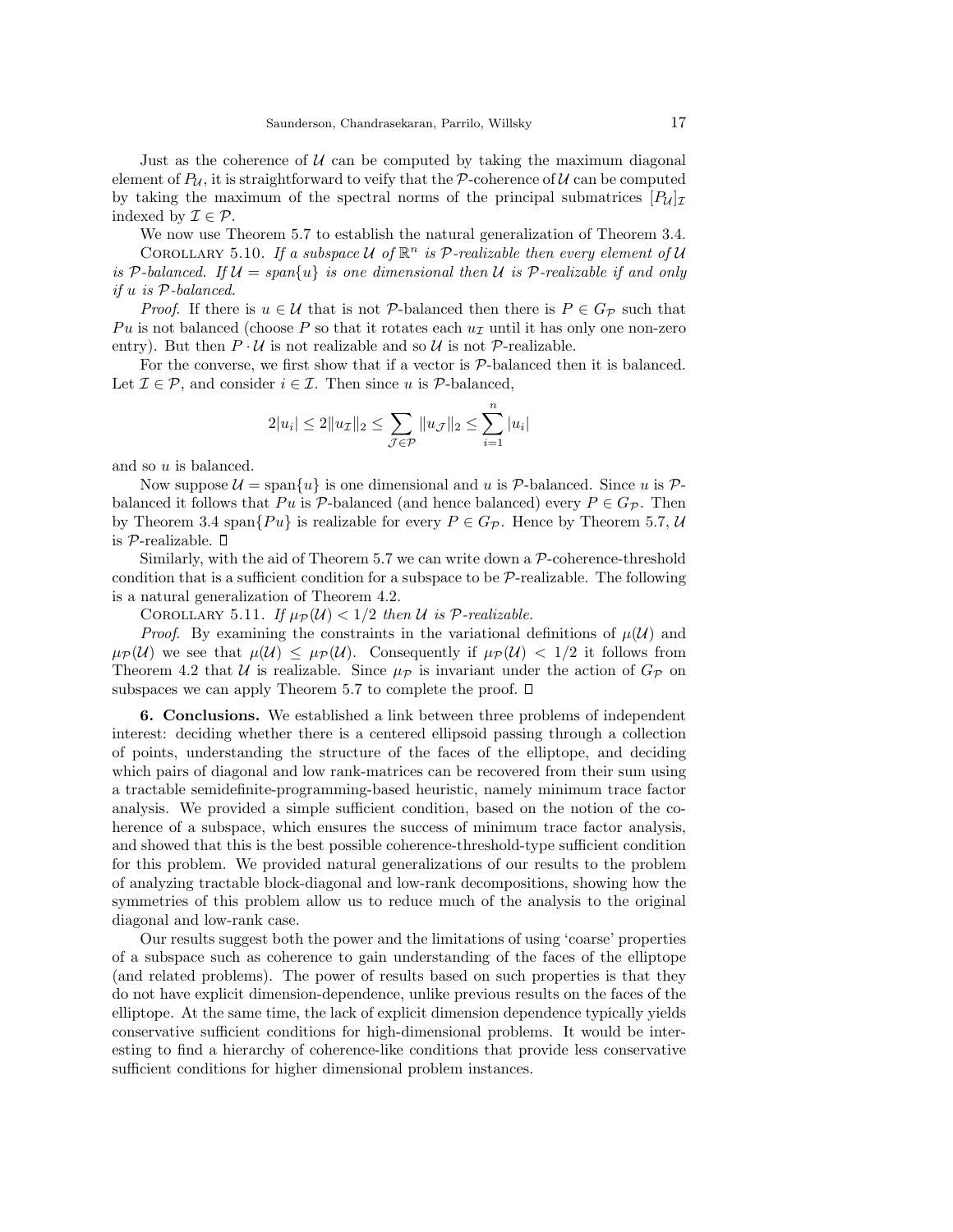Just as the coherence of $\mathcal{U}$ can be computed by taking the maximum diagonal element of $P_\mathcal{U}$, it is straightforward to veify that the $\mathcal{P}$-coherence of $\mathcal{U}$ can be computed by taking the maximum of the spectral norms of the principal submatrices $[P_\mathcal{U}]_\mathcal{I}$ indexed by $\mathcal{I} \in \mathcal{P}$.

We now use Theorem 5.7 to establish the natural generalization of Theorem 3.4.

Corollary 5.10. *If a subspace $\mathcal{U}$ of $\mathbb{R}^n$ is $\mathcal{P}$-realizable then every element of $\mathcal{U}$ is $\mathcal{P}$-balanced. If $\mathcal{U} = span\{u\}$ is one dimensional then $\mathcal{U}$ is $\mathcal{P}$-realizable if and only if $u$ is $\mathcal{P}$-balanced.*

*Proof*. If there is $u \in \mathcal{U}$ that is not $\mathcal{P}$-balanced then there is $P \in G_\mathcal{P}$ such that $Pu$ is not balanced (choose $P$ so that it rotates each $u_\mathcal{I}$ until it has only one non-zero entry). But then $P \cdot \mathcal{U}$ is not realizable and so $\mathcal{U}$ is not $\mathcal{P}$-realizable.

For the converse, we first show that if a vector is $\mathcal{P}$-balanced then it is balanced. Let $\mathcal{I} \in \mathcal{P}$, and consider $i \in \mathcal{I}$. Then since $u$ is $\mathcal{P}$-balanced,

$$2|u_i| \leq 2\|u_\mathcal{I}\|_2 \leq \sum_{\mathcal{J} \in \mathcal{P}} \|u_\mathcal{J}\|_2 \leq \sum_{i=1}^n |u_i|$$

and so $u$ is balanced.

Now suppose $\mathcal{U} = \text{span}\{u\}$ is one dimensional and $u$ is $\mathcal{P}$-balanced. Since $u$ is $\mathcal{P}$-balanced it follows that $Pu$ is $\mathcal{P}$-balanced (and hence balanced) every $P \in G_\mathcal{P}$. Then by Theorem 3.4 span$\{Pu\}$ is realizable for every $P \in G_\mathcal{P}$. Hence by Theorem 5.7, $\mathcal{U}$ is $\mathcal{P}$-realizable. ◻

Similarly, with the aid of Theorem 5.7 we can write down a $\mathcal{P}$-coherence-threshold condition that is a sufficient condition for a subspace to be $\mathcal{P}$-realizable. The following is a natural generalization of Theorem 4.2.

Corollary 5.11. *If $\mu_\mathcal{P}(\mathcal{U}) < 1/2$ then $\mathcal{U}$ is $\mathcal{P}$-realizable.*

*Proof*. By examining the constraints in the variational definitions of $\mu(\mathcal{U})$ and $\mu_\mathcal{P}(\mathcal{U})$ we see that $\mu(\mathcal{U}) \leq \mu_\mathcal{P}(\mathcal{U})$. Consequently if $\mu_\mathcal{P}(\mathcal{U}) < 1/2$ it follows from Theorem 4.2 that $\mathcal{U}$ is realizable. Since $\mu_\mathcal{P}$ is invariant under the action of $G_\mathcal{P}$ on subspaces we can apply Theorem 5.7 to complete the proof. ◻

**6. Conclusions.** We established a link between three problems of independent interest: deciding whether there is a centered ellipsoid passing through a collection of points, understanding the structure of the faces of the elliptope, and deciding which pairs of diagonal and low rank-matrices can be recovered from their sum using a tractable semidefinite-programming-based heuristic, namely minimum trace factor analysis. We provided a simple sufficient condition, based on the notion of the coherence of a subspace, which ensures the success of minimum trace factor analysis, and showed that this is the best possible coherence-threshold-type sufficient condition for this problem. We provided natural generalizations of our results to the problem of analyzing tractable block-diagonal and low-rank decompositions, showing how the symmetries of this problem allow us to reduce much of the analysis to the original diagonal and low-rank case.

Our results suggest both the power and the limitations of using 'coarse' properties of a subspace such as coherence to gain understanding of the faces of the elliptope (and related problems). The power of results based on such properties is that they do not have explicit dimension-dependence, unlike previous results on the faces of the elliptope. At the same time, the lack of explicit dimension dependence typically yields conservative sufficient conditions for high-dimensional problems. It would be interesting to find a hierarchy of coherence-like conditions that provide less conservative sufficient conditions for higher dimensional problem instances.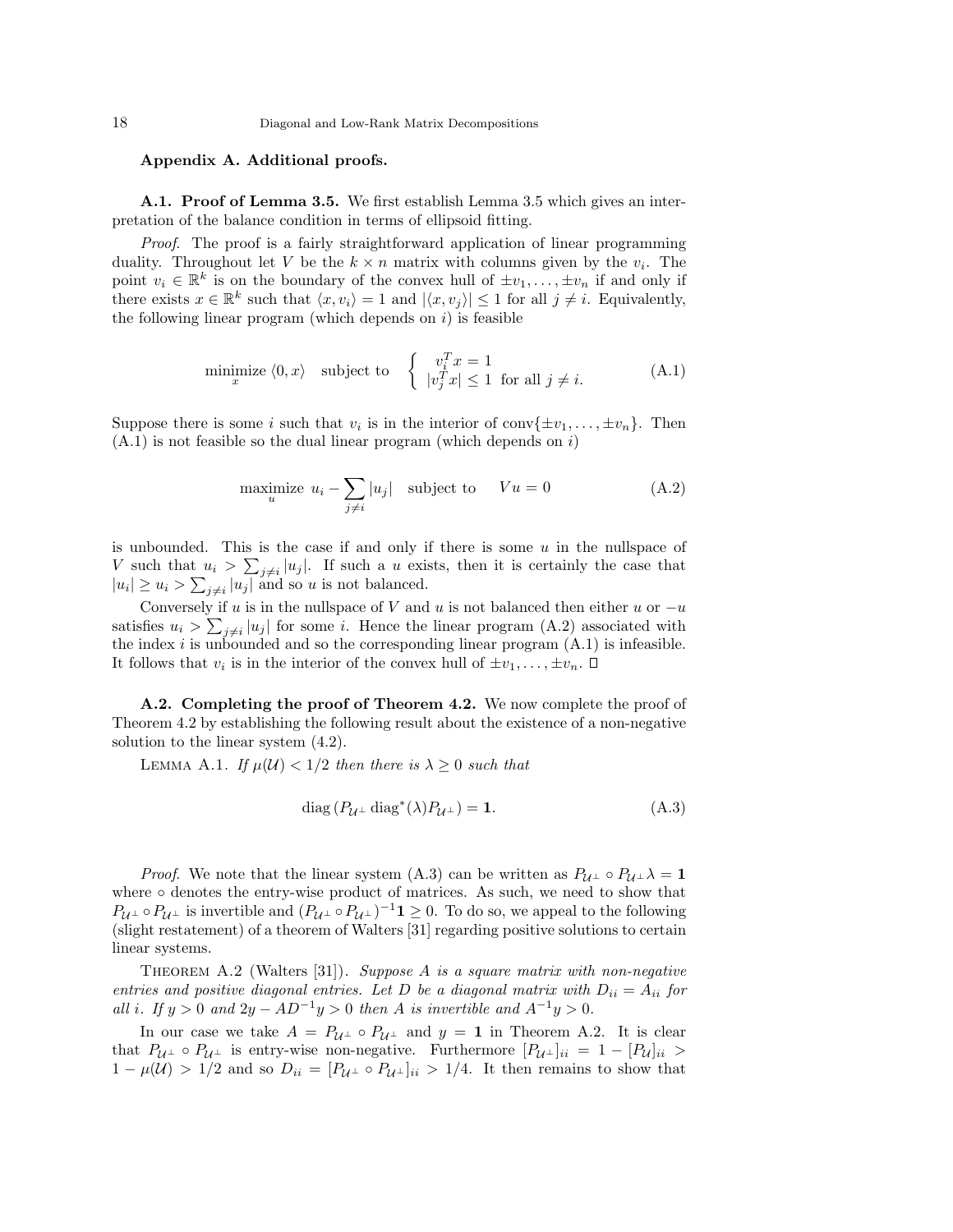## Appendix A. Additional proofs.

**A.1. Proof of Lemma 3.5.** We first establish Lemma 3.5 which gives an interpretation of the balance condition in terms of ellipsoid fitting.

*Proof.* The proof is a fairly straightforward application of linear programming duality. Throughout let $V$ be the $k \times n$ matrix with columns given by the $v_i$. The point $v_i \in \mathbb{R}^k$ is on the boundary of the convex hull of $\pm v_1, \ldots, \pm v_n$ if and only if there exists $x \in \mathbb{R}^k$ such that $\langle x, v_i \rangle = 1$ and $|\langle x, v_j \rangle| \leq 1$ for all $j \neq i$. Equivalently, the following linear program (which depends on $i$) is feasible

$$\underset{x}{\text{minimize}} \ \langle 0, x \rangle \quad \text{subject to} \quad \begin{cases} v_i^T x = 1 \\ |v_j^T x| \leq 1 \ \text{ for all } j \neq i. \end{cases} \tag{A.1}$$

Suppose there is some $i$ such that $v_i$ is in the interior of $\text{conv}\{\pm v_1, \ldots, \pm v_n\}$. Then (A.1) is not feasible so the dual linear program (which depends on $i$)

$$\underset{u}{\text{maximize}} \ u_i - \sum_{j \neq i} |u_j| \quad \text{subject to} \quad Vu = 0 \tag{A.2}$$

is unbounded. This is the case if and only if there is some $u$ in the nullspace of $V$ such that $u_i > \sum_{j \neq i} |u_j|$. If such a $u$ exists, then it is certainly the case that $|u_i| \geq u_i > \sum_{j \neq i} |u_j|$ and so $u$ is not balanced.

Conversely if $u$ is in the nullspace of $V$ and $u$ is not balanced then either $u$ or $-u$ satisfies $u_i > \sum_{j \neq i} |u_j|$ for some $i$. Hence the linear program (A.2) associated with the index $i$ is unbounded and so the corresponding linear program (A.1) is infeasible. It follows that $v_i$ is in the interior of the convex hull of $\pm v_1, \ldots, \pm v_n$. $\square$

**A.2. Completing the proof of Theorem 4.2.** We now complete the proof of Theorem 4.2 by establishing the following result about the existence of a non-negative solution to the linear system (4.2).

LEMMA A.1. *If $\mu(\mathcal{U}) < 1/2$ then there is $\lambda \geq 0$ such that*

$$\text{diag}\left(P_{\mathcal{U}^\perp} \, \text{diag}^*(\lambda) P_{\mathcal{U}^\perp}\right) = \mathbf{1}. \tag{A.3}$$

*Proof.* We note that the linear system (A.3) can be written as $P_{\mathcal{U}^\perp} \circ P_{\mathcal{U}^\perp} \lambda = \mathbf{1}$ where $\circ$ denotes the entry-wise product of matrices. As such, we need to show that $P_{\mathcal{U}^\perp} \circ P_{\mathcal{U}^\perp}$ is invertible and $(P_{\mathcal{U}^\perp} \circ P_{\mathcal{U}^\perp})^{-1}\mathbf{1} \geq 0$. To do so, we appeal to the following (slight restatement) of a theorem of Walters [31] regarding positive solutions to certain linear systems.

THEOREM A.2 (Walters [31]). *Suppose $A$ is a square matrix with non-negative entries and positive diagonal entries. Let $D$ be a diagonal matrix with $D_{ii} = A_{ii}$ for all $i$. If $y > 0$ and $2y - AD^{-1}y > 0$ then $A$ is invertible and $A^{-1}y > 0$.*

In our case we take $A = P_{\mathcal{U}^\perp} \circ P_{\mathcal{U}^\perp}$ and $y = \mathbf{1}$ in Theorem A.2. It is clear that $P_{\mathcal{U}^\perp} \circ P_{\mathcal{U}^\perp}$ is entry-wise non-negative. Furthermore $[P_{\mathcal{U}^\perp}]_{ii} = 1 - [P_{\mathcal{U}}]_{ii} > 1 - \mu(\mathcal{U}) > 1/2$ and so $D_{ii} = [P_{\mathcal{U}^\perp} \circ P_{\mathcal{U}^\perp}]_{ii} > 1/4$. It then remains to show that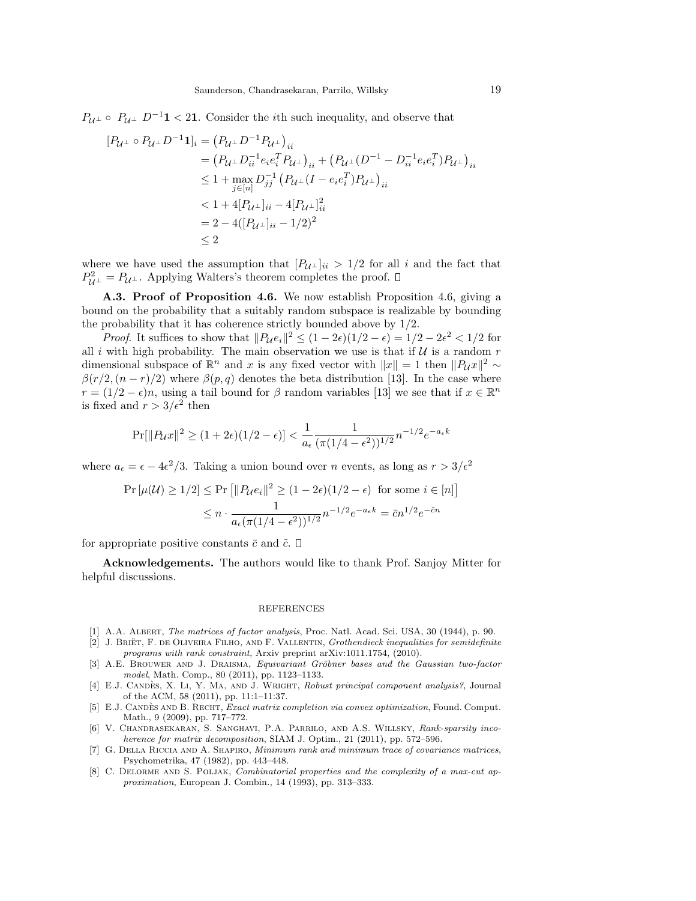$P_{\mathcal{U}^\perp} \circ\ P_{\mathcal{U}^\perp}\ D^{-1}\mathbf{1} < 2\mathbf{1}$. Consider the $i$th such inequality, and observe that

$$
\begin{aligned}
[P_{\mathcal{U}^\perp} \circ P_{\mathcal{U}^\perp} D^{-1}\mathbf{1}]_i &= \left(P_{\mathcal{U}^\perp} D^{-1} P_{\mathcal{U}^\perp}\right)_{ii} \\
&= \left(P_{\mathcal{U}^\perp} D_{ii}^{-1} e_i e_i^T P_{\mathcal{U}^\perp}\right)_{ii} + \left(P_{\mathcal{U}^\perp}(D^{-1} - D_{ii}^{-1} e_i e_i^T) P_{\mathcal{U}^\perp}\right)_{ii} \\
&\leq 1 + \max_{j\in[n]} D_{jj}^{-1} \left(P_{\mathcal{U}^\perp}(I - e_i e_i^T) P_{\mathcal{U}^\perp}\right)_{ii} \\
&< 1 + 4[P_{\mathcal{U}^\perp}]_{ii} - 4[P_{\mathcal{U}^\perp}]_{ii}^2 \\
&= 2 - 4([P_{\mathcal{U}^\perp}]_{ii} - 1/2)^2 \\
&\leq 2
\end{aligned}
$$

where we have used the assumption that $[P_{\mathcal{U}^\perp}]_{ii} > 1/2$ for all $i$ and the fact that $P_{\mathcal{U}^\perp}^2 = P_{\mathcal{U}^\perp}$. Applying Walters's theorem completes the proof. ☐

**A.3. Proof of Proposition 4.6.** We now establish Proposition 4.6, giving a bound on the probability that a suitably random subspace is realizable by bounding the probability that it has coherence strictly bounded above by 1/2.

*Proof.* It suffices to show that $\|P_{\mathcal{U}} e_i\|^2 \leq (1-2\epsilon)(1/2-\epsilon) = 1/2 - 2\epsilon^2 < 1/2$ for all $i$ with high probability. The main observation we use is that if $\mathcal{U}$ is a random $r$ dimensional subspace of $\mathbb{R}^n$ and $x$ is any fixed vector with $\|x\| = 1$ then $\|P_{\mathcal{U}} x\|^2 \sim \beta(r/2, (n-r)/2)$ where $\beta(p,q)$ denotes the beta distribution [13]. In the case where $r = (1/2-\epsilon)n$, using a tail bound for $\beta$ random variables [13] we see that if $x \in \mathbb{R}^n$ is fixed and $r > 3/\epsilon^2$ then

$$
\Pr[\|P_{\mathcal{U}} x\|^2 \geq (1+2\epsilon)(1/2-\epsilon)] < \frac{1}{a_\epsilon} \frac{1}{(\pi(1/4-\epsilon^2))^{1/2}} n^{-1/2} e^{-a_\epsilon k}
$$

where $a_\epsilon = \epsilon - 4\epsilon^2/3$. Taking a union bound over $n$ events, as long as $r > 3/\epsilon^2$

$$
\begin{aligned}
\Pr\left[\mu(\mathcal{U}) \geq 1/2\right] &\leq \Pr\left[\|P_{\mathcal{U}} e_i\|^2 \geq (1-2\epsilon)(1/2-\epsilon) \text{ for some } i \in [n]\right] \\
&\leq n \cdot \frac{1}{a_\epsilon(\pi(1/4-\epsilon^2))^{1/2}} n^{-1/2} e^{-a_\epsilon k} = \bar{c} n^{1/2} e^{-\tilde{c} n}
\end{aligned}
$$

for appropriate positive constants $\bar{c}$ and $\tilde{c}$. ☐

**Acknowledgements.** The authors would like to thank Prof. Sanjoy Mitter for helpful discussions.

## REFERENCES

[1] A.A. Albert, *The matrices of factor analysis*, Proc. Natl. Acad. Sci. USA, 30 (1944), p. 90.

[2] J. Briët, F. de Oliveira Filho, and F. Vallentin, *Grothendieck inequalities for semidefinite programs with rank constraint*, Arxiv preprint arXiv:1011.1754, (2010).

[3] A.E. Brouwer and J. Draisma, *Equivariant Gröbner bases and the Gaussian two-factor model*, Math. Comp., 80 (2011), pp. 1123–1133.

[4] E.J. Candès, X. Li, Y. Ma, and J. Wright, *Robust principal component analysis?*, Journal of the ACM, 58 (2011), pp. 11:1–11:37.

[5] E.J. Candès and B. Recht, *Exact matrix completion via convex optimization*, Found. Comput. Math., 9 (2009), pp. 717–772.

[6] V. Chandrasekaran, S. Sanghavi, P.A. Parrilo, and A.S. Willsky, *Rank-sparsity incoherence for matrix decomposition*, SIAM J. Optim., 21 (2011), pp. 572–596.

[7] G. Della Riccia and A. Shapiro, *Minimum rank and minimum trace of covariance matrices*, Psychometrika, 47 (1982), pp. 443–448.

[8] C. Delorme and S. Poljak, *Combinatorial properties and the complexity of a max-cut approximation*, European J. Combin., 14 (1993), pp. 313–333.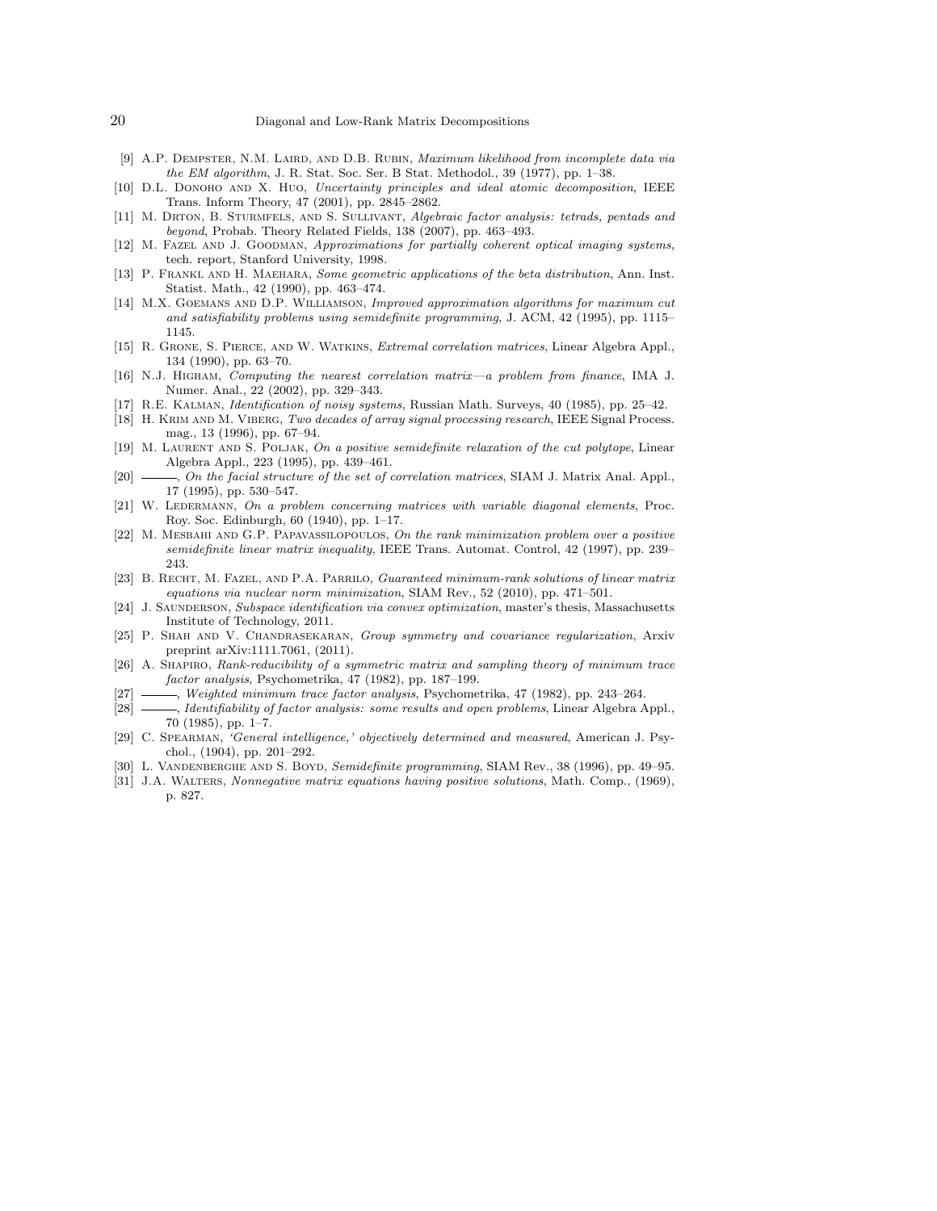[9] A.P. Dempster, N.M. Laird, and D.B. Rubin, *Maximum likelihood from incomplete data via the EM algorithm*, J. R. Stat. Soc. Ser. B Stat. Methodol., 39 (1977), pp. 1–38.

[10] D.L. Donoho and X. Huo, *Uncertainty principles and ideal atomic decomposition*, IEEE Trans. Inform Theory, 47 (2001), pp. 2845–2862.

[11] M. Drton, B. Sturmfels, and S. Sullivant, *Algebraic factor analysis: tetrads, pentads and beyond*, Probab. Theory Related Fields, 138 (2007), pp. 463–493.

[12] M. Fazel and J. Goodman, *Approximations for partially coherent optical imaging systems*, tech. report, Stanford University, 1998.

[13] P. Frankl and H. Maehara, *Some geometric applications of the beta distribution*, Ann. Inst. Statist. Math., 42 (1990), pp. 463–474.

[14] M.X. Goemans and D.P. Williamson, *Improved approximation algorithms for maximum cut and satisfiability problems using semidefinite programming*, J. ACM, 42 (1995), pp. 1115–1145.

[15] R. Grone, S. Pierce, and W. Watkins, *Extremal correlation matrices*, Linear Algebra Appl., 134 (1990), pp. 63–70.

[16] N.J. Higham, *Computing the nearest correlation matrix—a problem from finance*, IMA J. Numer. Anal., 22 (2002), pp. 329–343.

[17] R.E. Kalman, *Identification of noisy systems*, Russian Math. Surveys, 40 (1985), pp. 25–42.

[18] H. Krim and M. Viberg, *Two decades of array signal processing research*, IEEE Signal Process. mag., 13 (1996), pp. 67–94.

[19] M. Laurent and S. Poljak, *On a positive semidefinite relaxation of the cut polytope*, Linear Algebra Appl., 223 (1995), pp. 439–461.

[20] ———, *On the facial structure of the set of correlation matrices*, SIAM J. Matrix Anal. Appl., 17 (1995), pp. 530–547.

[21] W. Ledermann, *On a problem concerning matrices with variable diagonal elements*, Proc. Roy. Soc. Edinburgh, 60 (1940), pp. 1–17.

[22] M. Mesbahi and G.P. Papavassilopoulos, *On the rank minimization problem over a positive semidefinite linear matrix inequality*, IEEE Trans. Automat. Control, 42 (1997), pp. 239–243.

[23] B. Recht, M. Fazel, and P.A. Parrilo, *Guaranteed minimum-rank solutions of linear matrix equations via nuclear norm minimization*, SIAM Rev., 52 (2010), pp. 471–501.

[24] J. Saunderson, *Subspace identification via convex optimization*, master's thesis, Massachusetts Institute of Technology, 2011.

[25] P. Shah and V. Chandrasekaran, *Group symmetry and covariance regularization*, Arxiv preprint arXiv:1111.7061, (2011).

[26] A. Shapiro, *Rank-reducibility of a symmetric matrix and sampling theory of minimum trace factor analysis*, Psychometrika, 47 (1982), pp. 187–199.

[27] ———, *Weighted minimum trace factor analysis*, Psychometrika, 47 (1982), pp. 243–264.

[28] ———, *Identifiability of factor analysis: some results and open problems*, Linear Algebra Appl., 70 (1985), pp. 1–7.

[29] C. Spearman, *'General intelligence,' objectively determined and measured*, American J. Psychol., (1904), pp. 201–292.

[30] L. Vandenberghe and S. Boyd, *Semidefinite programming*, SIAM Rev., 38 (1996), pp. 49–95.

[31] J.A. Walters, *Nonnegative matrix equations having positive solutions*, Math. Comp., (1969), p. 827.